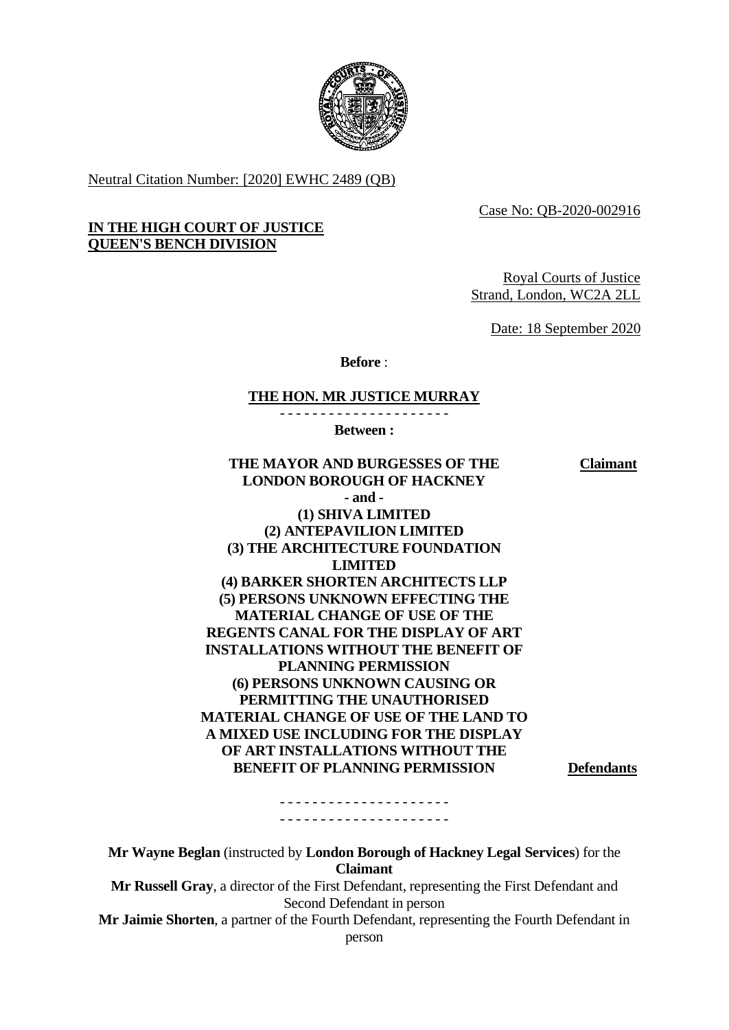Neutral Citation Number: [2020] EWHC 2489 (QB)

Case No: QB-2020-002916

**IN THE HIGH COURT OF JUSTICE**
**QUEEN'S BENCH DIVISION**

Royal Courts of Justice
Strand, London, WC2A 2LL

Date: 18 September 2020

**Before** :

**THE HON. MR JUSTICE MURRAY**

- - - - - - - - - - - - - - - - - - - - -

**Between :**

**THE MAYOR AND BURGESSES OF THE LONDON BOROUGH OF HACKNEY** — **Claimant**

**- and -**

**(1) SHIVA LIMITED**
**(2) ANTEPAVILION LIMITED**
**(3) THE ARCHITECTURE FOUNDATION LIMITED**
**(4) BARKER SHORTEN ARCHITECTS LLP**
**(5) PERSONS UNKNOWN EFFECTING THE MATERIAL CHANGE OF USE OF THE REGENTS CANAL FOR THE DISPLAY OF ART INSTALLATIONS WITHOUT THE BENEFIT OF PLANNING PERMISSION**
**(6) PERSONS UNKNOWN CAUSING OR PERMITTING THE UNAUTHORISED MATERIAL CHANGE OF USE OF THE LAND TO A MIXED USE INCLUDING FOR THE DISPLAY OF ART INSTALLATIONS WITHOUT THE BENEFIT OF PLANNING PERMISSION** — **Defendants**

- - - - - - - - - - - - - - - - - - - - -
- - - - - - - - - - - - - - - - - - - - -

**Mr Wayne Beglan** (instructed by **London Borough of Hackney Legal Services**) for the **Claimant**

**Mr Russell Gray**, a director of the First Defendant, representing the First Defendant and Second Defendant in person

**Mr Jaimie Shorten**, a partner of the Fourth Defendant, representing the Fourth Defendant in person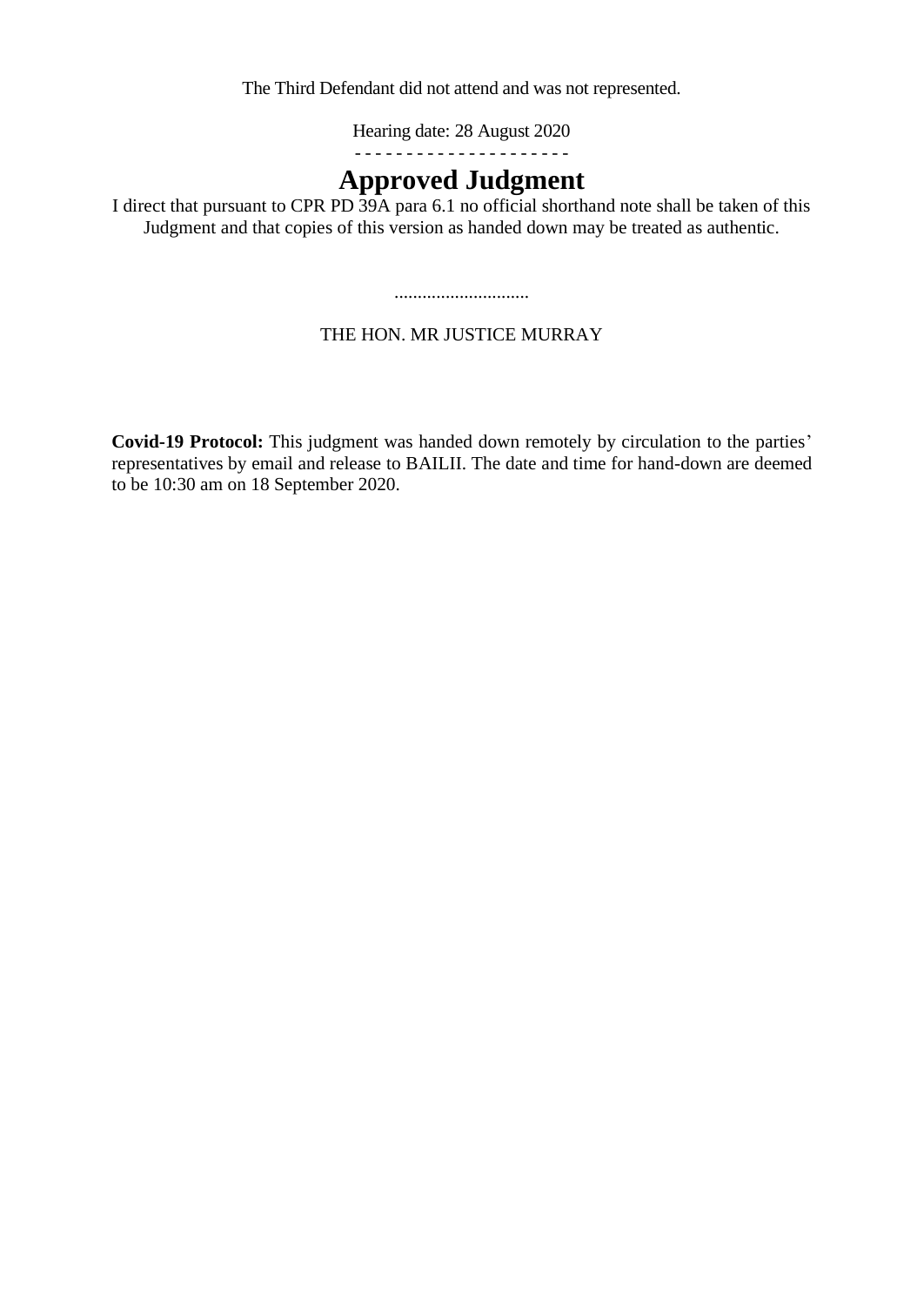The Third Defendant did not attend and was not represented.

Hearing date: 28 August 2020

- - - - - - - - - - - - - - - - - - - - -

# Approved Judgment

I direct that pursuant to CPR PD 39A para 6.1 no official shorthand note shall be taken of this Judgment and that copies of this version as handed down may be treated as authentic.

.............................

THE HON. MR JUSTICE MURRAY

**Covid-19 Protocol:** This judgment was handed down remotely by circulation to the parties' representatives by email and release to BAILII. The date and time for hand-down are deemed to be 10:30 am on 18 September 2020.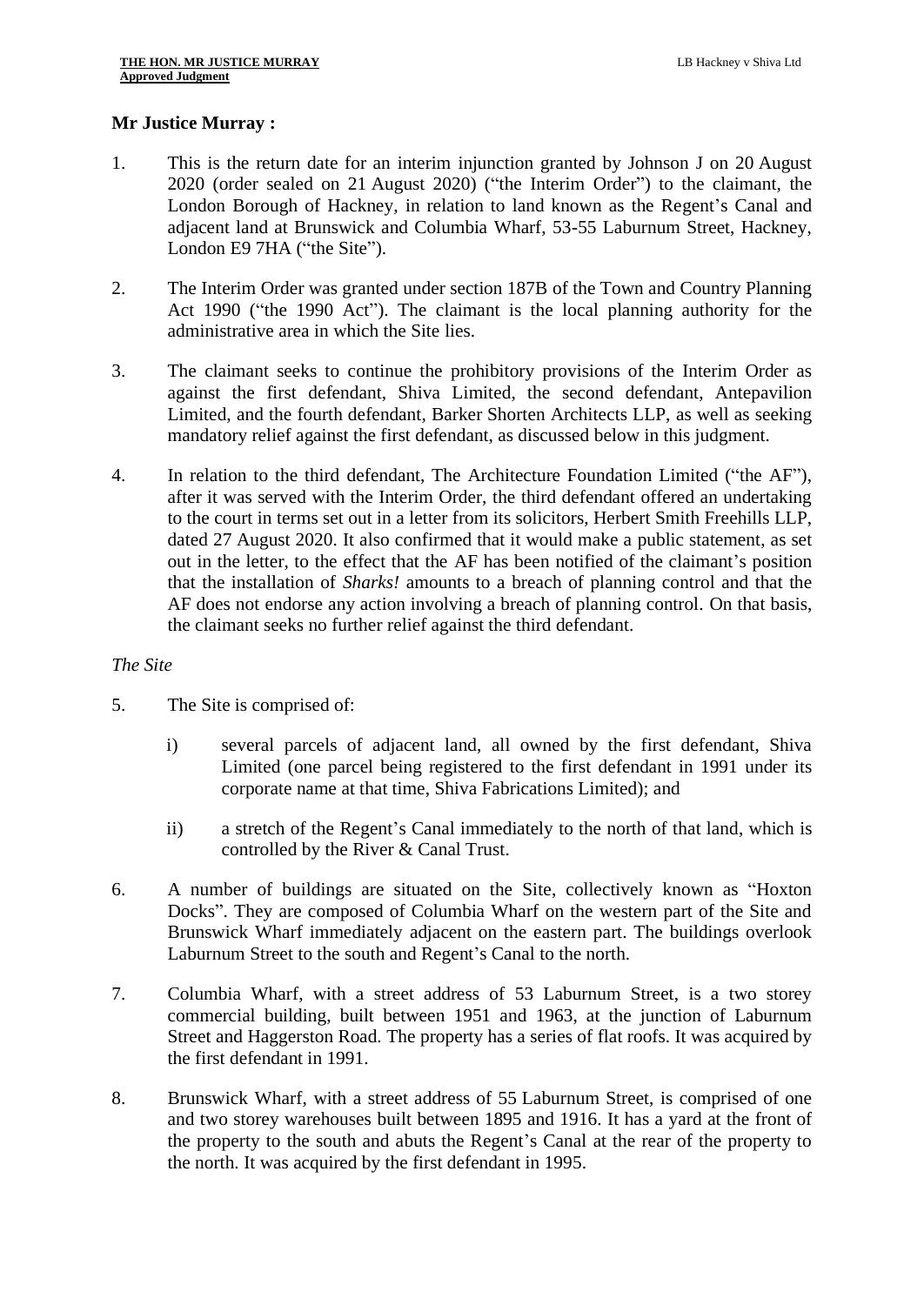**Mr Justice Murray :**

1. This is the return date for an interim injunction granted by Johnson J on 20 August 2020 (order sealed on 21 August 2020) ("the Interim Order") to the claimant, the London Borough of Hackney, in relation to land known as the Regent's Canal and adjacent land at Brunswick and Columbia Wharf, 53-55 Laburnum Street, Hackney, London E9 7HA ("the Site").

2. The Interim Order was granted under section 187B of the Town and Country Planning Act 1990 ("the 1990 Act"). The claimant is the local planning authority for the administrative area in which the Site lies.

3. The claimant seeks to continue the prohibitory provisions of the Interim Order as against the first defendant, Shiva Limited, the second defendant, Antepavilion Limited, and the fourth defendant, Barker Shorten Architects LLP, as well as seeking mandatory relief against the first defendant, as discussed below in this judgment.

4. In relation to the third defendant, The Architecture Foundation Limited ("the AF"), after it was served with the Interim Order, the third defendant offered an undertaking to the court in terms set out in a letter from its solicitors, Herbert Smith Freehills LLP, dated 27 August 2020. It also confirmed that it would make a public statement, as set out in the letter, to the effect that the AF has been notified of the claimant's position that the installation of *Sharks!* amounts to a breach of planning control and that the AF does not endorse any action involving a breach of planning control. On that basis, the claimant seeks no further relief against the third defendant.

*The Site*

5. The Site is comprised of:

   i) several parcels of adjacent land, all owned by the first defendant, Shiva Limited (one parcel being registered to the first defendant in 1991 under its corporate name at that time, Shiva Fabrications Limited); and

   ii) a stretch of the Regent's Canal immediately to the north of that land, which is controlled by the River & Canal Trust.

6. A number of buildings are situated on the Site, collectively known as "Hoxton Docks". They are composed of Columbia Wharf on the western part of the Site and Brunswick Wharf immediately adjacent on the eastern part. The buildings overlook Laburnum Street to the south and Regent's Canal to the north.

7. Columbia Wharf, with a street address of 53 Laburnum Street, is a two storey commercial building, built between 1951 and 1963, at the junction of Laburnum Street and Haggerston Road. The property has a series of flat roofs. It was acquired by the first defendant in 1991.

8. Brunswick Wharf, with a street address of 55 Laburnum Street, is comprised of one and two storey warehouses built between 1895 and 1916. It has a yard at the front of the property to the south and abuts the Regent's Canal at the rear of the property to the north. It was acquired by the first defendant in 1995.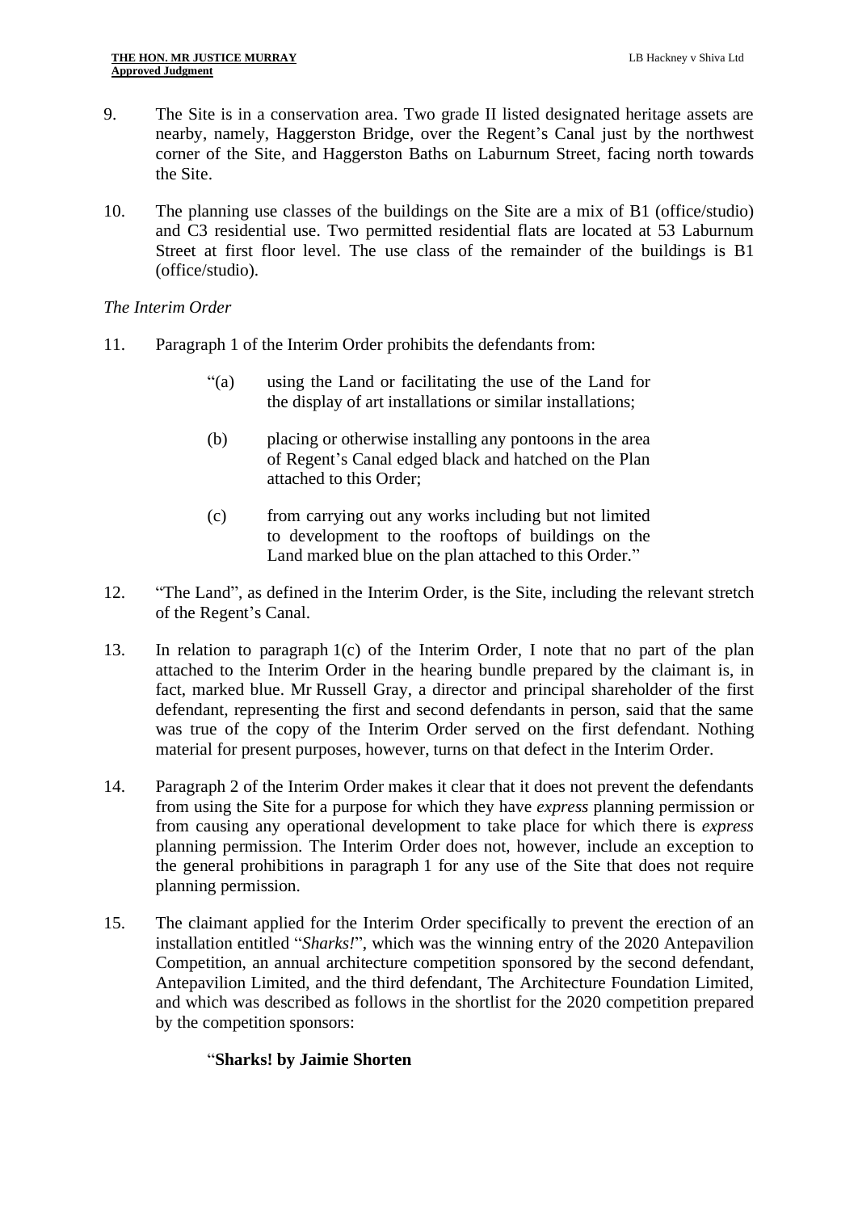9. The Site is in a conservation area. Two grade II listed designated heritage assets are nearby, namely, Haggerston Bridge, over the Regent's Canal just by the northwest corner of the Site, and Haggerston Baths on Laburnum Street, facing north towards the Site.

10. The planning use classes of the buildings on the Site are a mix of B1 (office/studio) and C3 residential use. Two permitted residential flats are located at 53 Laburnum Street at first floor level. The use class of the remainder of the buildings is B1 (office/studio).

*The Interim Order*

11. Paragraph 1 of the Interim Order prohibits the defendants from:

> "(a) using the Land or facilitating the use of the Land for the display of art installations or similar installations;
>
> (b) placing or otherwise installing any pontoons in the area of Regent's Canal edged black and hatched on the Plan attached to this Order;
>
> (c) from carrying out any works including but not limited to development to the rooftops of buildings on the Land marked blue on the plan attached to this Order."

12. "The Land", as defined in the Interim Order, is the Site, including the relevant stretch of the Regent's Canal.

13. In relation to paragraph 1(c) of the Interim Order, I note that no part of the plan attached to the Interim Order in the hearing bundle prepared by the claimant is, in fact, marked blue. Mr Russell Gray, a director and principal shareholder of the first defendant, representing the first and second defendants in person, said that the same was true of the copy of the Interim Order served on the first defendant. Nothing material for present purposes, however, turns on that defect in the Interim Order.

14. Paragraph 2 of the Interim Order makes it clear that it does not prevent the defendants from using the Site for a purpose for which they have *express* planning permission or from causing any operational development to take place for which there is *express* planning permission. The Interim Order does not, however, include an exception to the general prohibitions in paragraph 1 for any use of the Site that does not require planning permission.

15. The claimant applied for the Interim Order specifically to prevent the erection of an installation entitled "*Sharks!*", which was the winning entry of the 2020 Antepavilion Competition, an annual architecture competition sponsored by the second defendant, Antepavilion Limited, and the third defendant, The Architecture Foundation Limited, and which was described as follows in the shortlist for the 2020 competition prepared by the competition sponsors:

> "**Sharks! by Jaimie Shorten**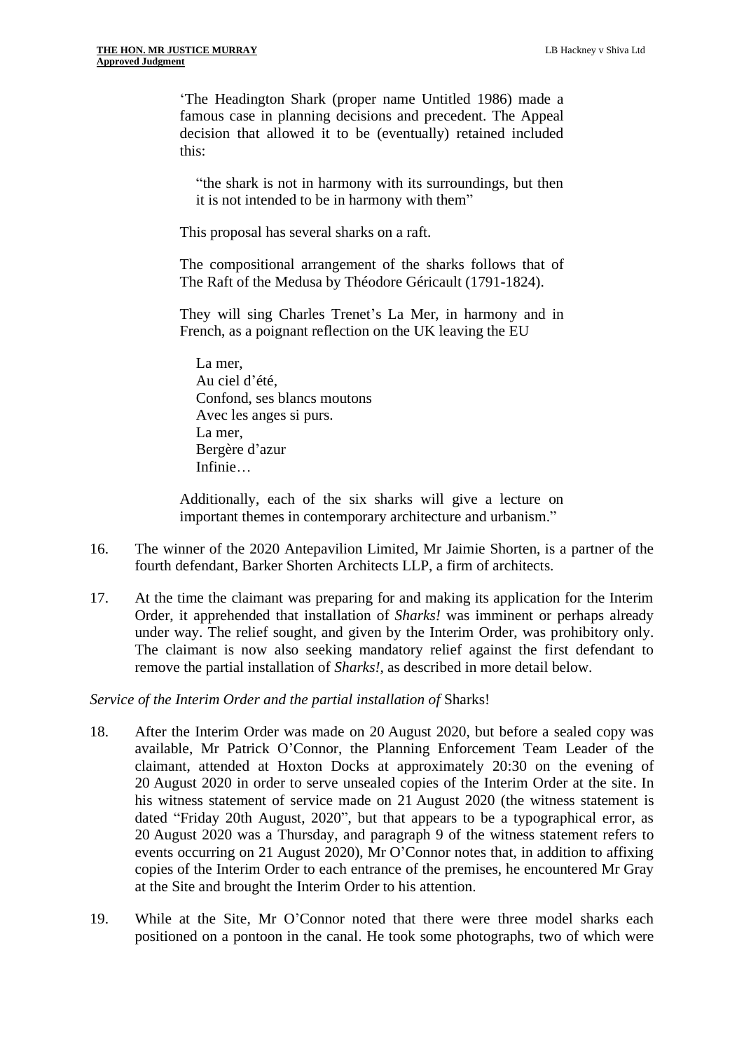> 'The Headington Shark (proper name Untitled 1986) made a famous case in planning decisions and precedent. The Appeal decision that allowed it to be (eventually) retained included this:
>
> > "the shark is not in harmony with its surroundings, but then it is not intended to be in harmony with them"
>
> This proposal has several sharks on a raft.
>
> The compositional arrangement of the sharks follows that of The Raft of the Medusa by Théodore Géricault (1791-1824).
>
> They will sing Charles Trenet's La Mer, in harmony and in French, as a poignant reflection on the UK leaving the EU
>
> > La mer,
> > Au ciel d'été,
> > Confond, ses blancs moutons
> > Avec les anges si purs.
> > La mer,
> > Bergère d'azur
> > Infinie…
>
> Additionally, each of the six sharks will give a lecture on important themes in contemporary architecture and urbanism."

16. The winner of the 2020 Antepavilion Limited, Mr Jaimie Shorten, is a partner of the fourth defendant, Barker Shorten Architects LLP, a firm of architects.

17. At the time the claimant was preparing for and making its application for the Interim Order, it apprehended that installation of *Sharks!* was imminent or perhaps already under way. The relief sought, and given by the Interim Order, was prohibitory only. The claimant is now also seeking mandatory relief against the first defendant to remove the partial installation of *Sharks!*, as described in more detail below.

*Service of the Interim Order and the partial installation of* Sharks!

18. After the Interim Order was made on 20 August 2020, but before a sealed copy was available, Mr Patrick O'Connor, the Planning Enforcement Team Leader of the claimant, attended at Hoxton Docks at approximately 20:30 on the evening of 20 August 2020 in order to serve unsealed copies of the Interim Order at the site. In his witness statement of service made on 21 August 2020 (the witness statement is dated "Friday 20th August, 2020", but that appears to be a typographical error, as 20 August 2020 was a Thursday, and paragraph 9 of the witness statement refers to events occurring on 21 August 2020), Mr O'Connor notes that, in addition to affixing copies of the Interim Order to each entrance of the premises, he encountered Mr Gray at the Site and brought the Interim Order to his attention.

19. While at the Site, Mr O'Connor noted that there were three model sharks each positioned on a pontoon in the canal. He took some photographs, two of which were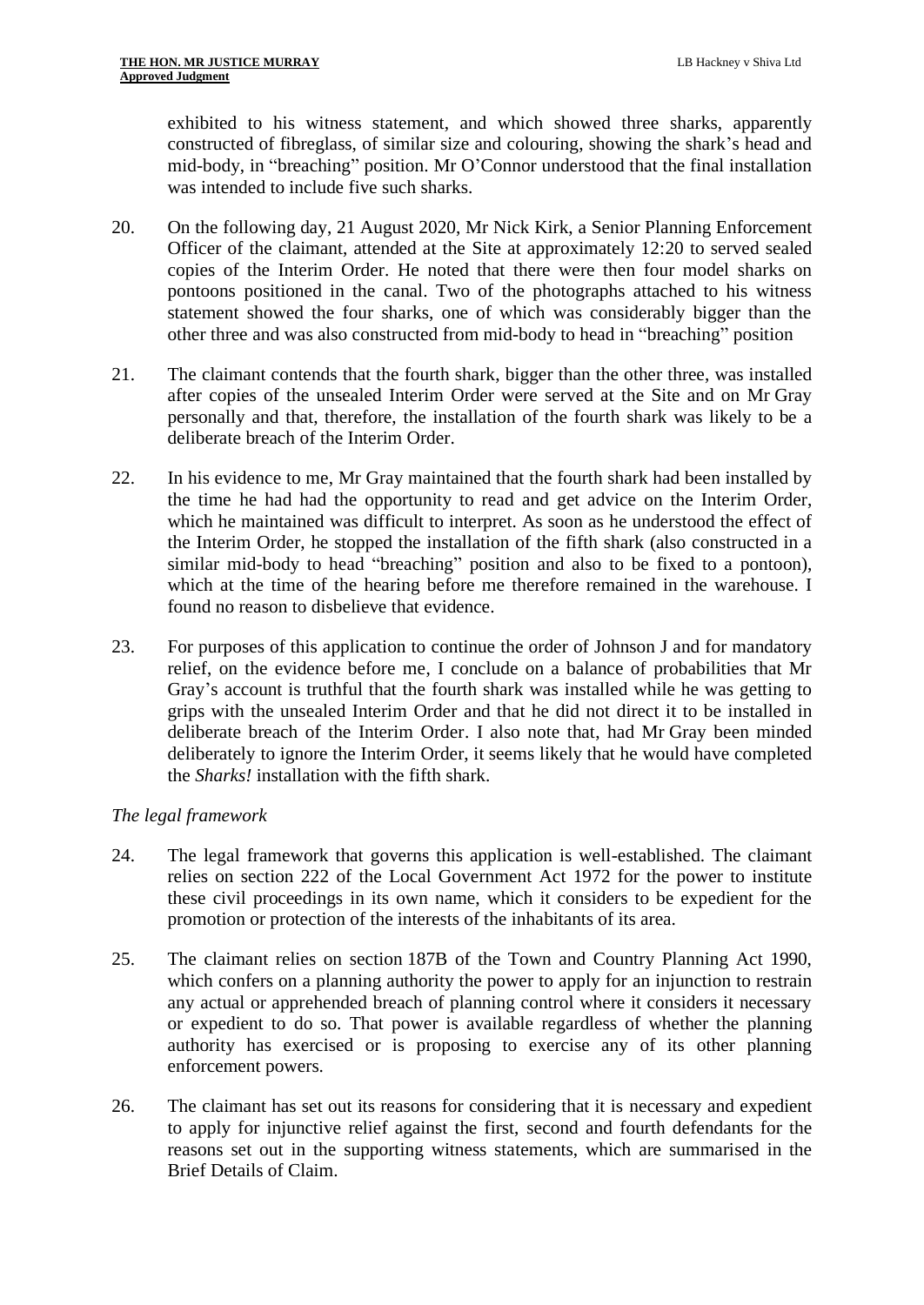exhibited to his witness statement, and which showed three sharks, apparently constructed of fibreglass, of similar size and colouring, showing the shark's head and mid-body, in "breaching" position. Mr O'Connor understood that the final installation was intended to include five such sharks.

20. On the following day, 21 August 2020, Mr Nick Kirk, a Senior Planning Enforcement Officer of the claimant, attended at the Site at approximately 12:20 to served sealed copies of the Interim Order. He noted that there were then four model sharks on pontoons positioned in the canal. Two of the photographs attached to his witness statement showed the four sharks, one of which was considerably bigger than the other three and was also constructed from mid-body to head in "breaching" position

21. The claimant contends that the fourth shark, bigger than the other three, was installed after copies of the unsealed Interim Order were served at the Site and on Mr Gray personally and that, therefore, the installation of the fourth shark was likely to be a deliberate breach of the Interim Order.

22. In his evidence to me, Mr Gray maintained that the fourth shark had been installed by the time he had had the opportunity to read and get advice on the Interim Order, which he maintained was difficult to interpret. As soon as he understood the effect of the Interim Order, he stopped the installation of the fifth shark (also constructed in a similar mid-body to head "breaching" position and also to be fixed to a pontoon), which at the time of the hearing before me therefore remained in the warehouse. I found no reason to disbelieve that evidence.

23. For purposes of this application to continue the order of Johnson J and for mandatory relief, on the evidence before me, I conclude on a balance of probabilities that Mr Gray's account is truthful that the fourth shark was installed while he was getting to grips with the unsealed Interim Order and that he did not direct it to be installed in deliberate breach of the Interim Order. I also note that, had Mr Gray been minded deliberately to ignore the Interim Order, it seems likely that he would have completed the *Sharks!* installation with the fifth shark.

*The legal framework*

24. The legal framework that governs this application is well-established. The claimant relies on section 222 of the Local Government Act 1972 for the power to institute these civil proceedings in its own name, which it considers to be expedient for the promotion or protection of the interests of the inhabitants of its area.

25. The claimant relies on section 187B of the Town and Country Planning Act 1990, which confers on a planning authority the power to apply for an injunction to restrain any actual or apprehended breach of planning control where it considers it necessary or expedient to do so. That power is available regardless of whether the planning authority has exercised or is proposing to exercise any of its other planning enforcement powers.

26. The claimant has set out its reasons for considering that it is necessary and expedient to apply for injunctive relief against the first, second and fourth defendants for the reasons set out in the supporting witness statements, which are summarised in the Brief Details of Claim.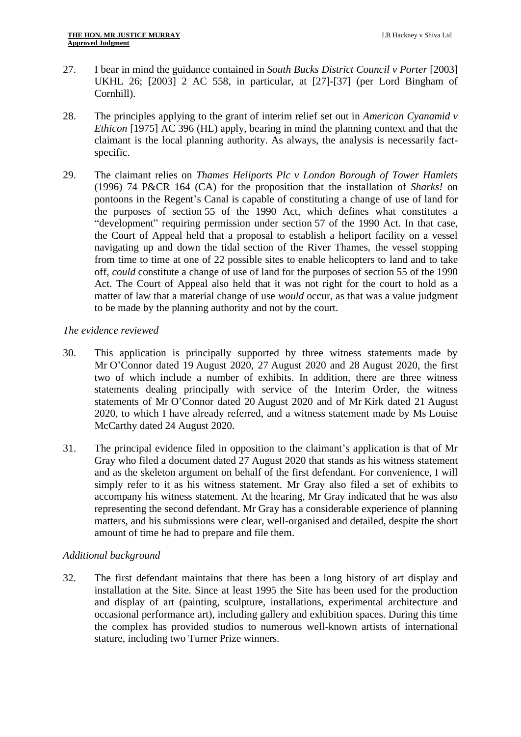27. I bear in mind the guidance contained in *South Bucks District Council v Porter* [2003] UKHL 26; [2003] 2 AC 558, in particular, at [27]-[37] (per Lord Bingham of Cornhill).

28. The principles applying to the grant of interim relief set out in *American Cyanamid v Ethicon* [1975] AC 396 (HL) apply, bearing in mind the planning context and that the claimant is the local planning authority. As always, the analysis is necessarily fact-specific.

29. The claimant relies on *Thames Heliports Plc v London Borough of Tower Hamlets* (1996) 74 P&CR 164 (CA) for the proposition that the installation of *Sharks!* on pontoons in the Regent's Canal is capable of constituting a change of use of land for the purposes of section 55 of the 1990 Act, which defines what constitutes a "development" requiring permission under section 57 of the 1990 Act. In that case, the Court of Appeal held that a proposal to establish a heliport facility on a vessel navigating up and down the tidal section of the River Thames, the vessel stopping from time to time at one of 22 possible sites to enable helicopters to land and to take off, *could* constitute a change of use of land for the purposes of section 55 of the 1990 Act. The Court of Appeal also held that it was not right for the court to hold as a matter of law that a material change of use *would* occur, as that was a value judgment to be made by the planning authority and not by the court.

*The evidence reviewed*

30. This application is principally supported by three witness statements made by Mr O'Connor dated 19 August 2020, 27 August 2020 and 28 August 2020, the first two of which include a number of exhibits. In addition, there are three witness statements dealing principally with service of the Interim Order, the witness statements of Mr O'Connor dated 20 August 2020 and of Mr Kirk dated 21 August 2020, to which I have already referred, and a witness statement made by Ms Louise McCarthy dated 24 August 2020.

31. The principal evidence filed in opposition to the claimant's application is that of Mr Gray who filed a document dated 27 August 2020 that stands as his witness statement and as the skeleton argument on behalf of the first defendant. For convenience, I will simply refer to it as his witness statement. Mr Gray also filed a set of exhibits to accompany his witness statement. At the hearing, Mr Gray indicated that he was also representing the second defendant. Mr Gray has a considerable experience of planning matters, and his submissions were clear, well-organised and detailed, despite the short amount of time he had to prepare and file them.

*Additional background*

32. The first defendant maintains that there has been a long history of art display and installation at the Site. Since at least 1995 the Site has been used for the production and display of art (painting, sculpture, installations, experimental architecture and occasional performance art), including gallery and exhibition spaces. During this time the complex has provided studios to numerous well-known artists of international stature, including two Turner Prize winners.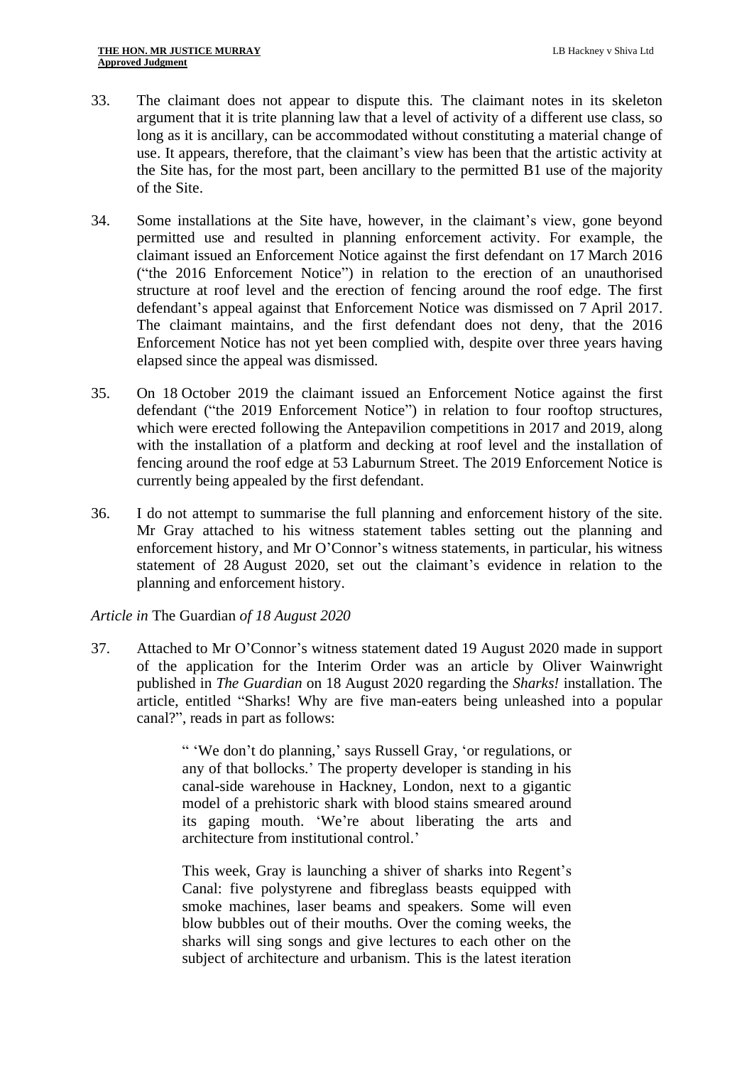33. The claimant does not appear to dispute this. The claimant notes in its skeleton argument that it is trite planning law that a level of activity of a different use class, so long as it is ancillary, can be accommodated without constituting a material change of use. It appears, therefore, that the claimant's view has been that the artistic activity at the Site has, for the most part, been ancillary to the permitted B1 use of the majority of the Site.

34. Some installations at the Site have, however, in the claimant's view, gone beyond permitted use and resulted in planning enforcement activity. For example, the claimant issued an Enforcement Notice against the first defendant on 17 March 2016 ("the 2016 Enforcement Notice") in relation to the erection of an unauthorised structure at roof level and the erection of fencing around the roof edge. The first defendant's appeal against that Enforcement Notice was dismissed on 7 April 2017. The claimant maintains, and the first defendant does not deny, that the 2016 Enforcement Notice has not yet been complied with, despite over three years having elapsed since the appeal was dismissed.

35. On 18 October 2019 the claimant issued an Enforcement Notice against the first defendant ("the 2019 Enforcement Notice") in relation to four rooftop structures, which were erected following the Antepavilion competitions in 2017 and 2019, along with the installation of a platform and decking at roof level and the installation of fencing around the roof edge at 53 Laburnum Street. The 2019 Enforcement Notice is currently being appealed by the first defendant.

36. I do not attempt to summarise the full planning and enforcement history of the site. Mr Gray attached to his witness statement tables setting out the planning and enforcement history, and Mr O'Connor's witness statements, in particular, his witness statement of 28 August 2020, set out the claimant's evidence in relation to the planning and enforcement history.

*Article in* The Guardian *of 18 August 2020*

37. Attached to Mr O'Connor's witness statement dated 19 August 2020 made in support of the application for the Interim Order was an article by Oliver Wainwright published in *The Guardian* on 18 August 2020 regarding the *Sharks!* installation. The article, entitled "Sharks! Why are five man-eaters being unleashed into a popular canal?", reads in part as follows:

> " 'We don't do planning,' says Russell Gray, 'or regulations, or any of that bollocks.' The property developer is standing in his canal-side warehouse in Hackney, London, next to a gigantic model of a prehistoric shark with blood stains smeared around its gaping mouth. 'We're about liberating the arts and architecture from institutional control.'
>
> This week, Gray is launching a shiver of sharks into Regent's Canal: five polystyrene and fibreglass beasts equipped with smoke machines, laser beams and speakers. Some will even blow bubbles out of their mouths. Over the coming weeks, the sharks will sing songs and give lectures to each other on the subject of architecture and urbanism. This is the latest iteration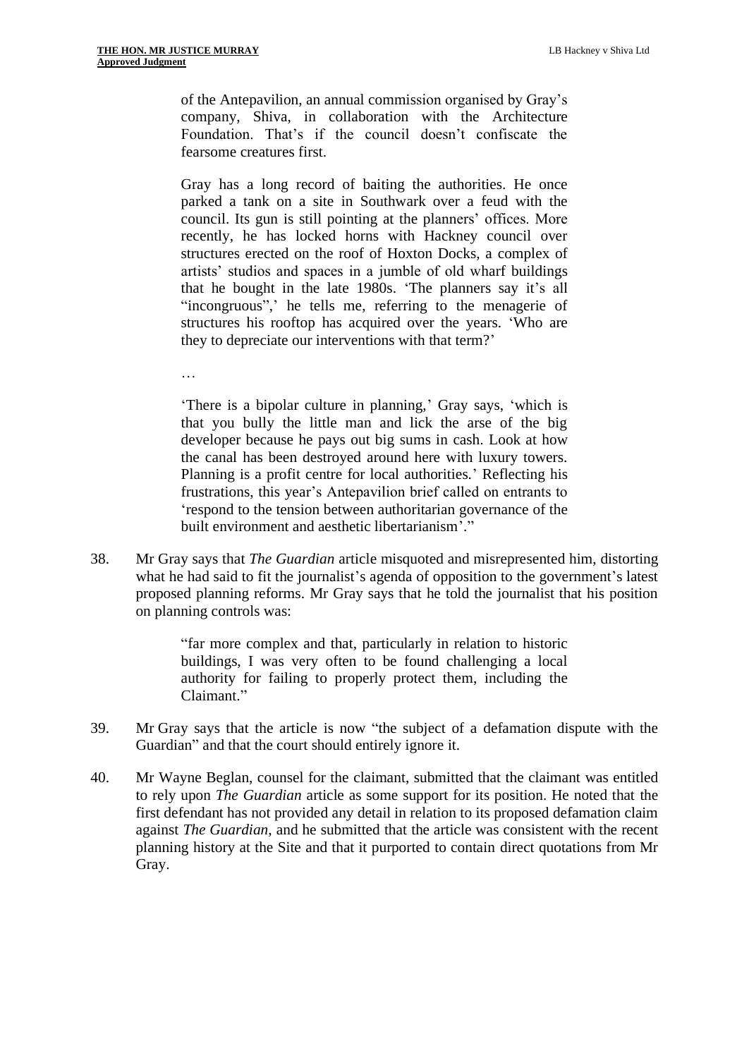> of the Antepavilion, an annual commission organised by Gray's company, Shiva, in collaboration with the Architecture Foundation. That's if the council doesn't confiscate the fearsome creatures first.
>
> Gray has a long record of baiting the authorities. He once parked a tank on a site in Southwark over a feud with the council. Its gun is still pointing at the planners' offices. More recently, he has locked horns with Hackney council over structures erected on the roof of Hoxton Docks, a complex of artists' studios and spaces in a jumble of old wharf buildings that he bought in the late 1980s. 'The planners say it's all "incongruous",' he tells me, referring to the menagerie of structures his rooftop has acquired over the years. 'Who are they to depreciate our interventions with that term?'
>
> …
>
> 'There is a bipolar culture in planning,' Gray says, 'which is that you bully the little man and lick the arse of the big developer because he pays out big sums in cash. Look at how the canal has been destroyed around here with luxury towers. Planning is a profit centre for local authorities.' Reflecting his frustrations, this year's Antepavilion brief called on entrants to 'respond to the tension between authoritarian governance of the built environment and aesthetic libertarianism'."

38. Mr Gray says that *The Guardian* article misquoted and misrepresented him, distorting what he had said to fit the journalist's agenda of opposition to the government's latest proposed planning reforms. Mr Gray says that he told the journalist that his position on planning controls was:

> "far more complex and that, particularly in relation to historic buildings, I was very often to be found challenging a local authority for failing to properly protect them, including the Claimant."

39. Mr Gray says that the article is now "the subject of a defamation dispute with the Guardian" and that the court should entirely ignore it.

40. Mr Wayne Beglan, counsel for the claimant, submitted that the claimant was entitled to rely upon *The Guardian* article as some support for its position. He noted that the first defendant has not provided any detail in relation to its proposed defamation claim against *The Guardian*, and he submitted that the article was consistent with the recent planning history at the Site and that it purported to contain direct quotations from Mr Gray.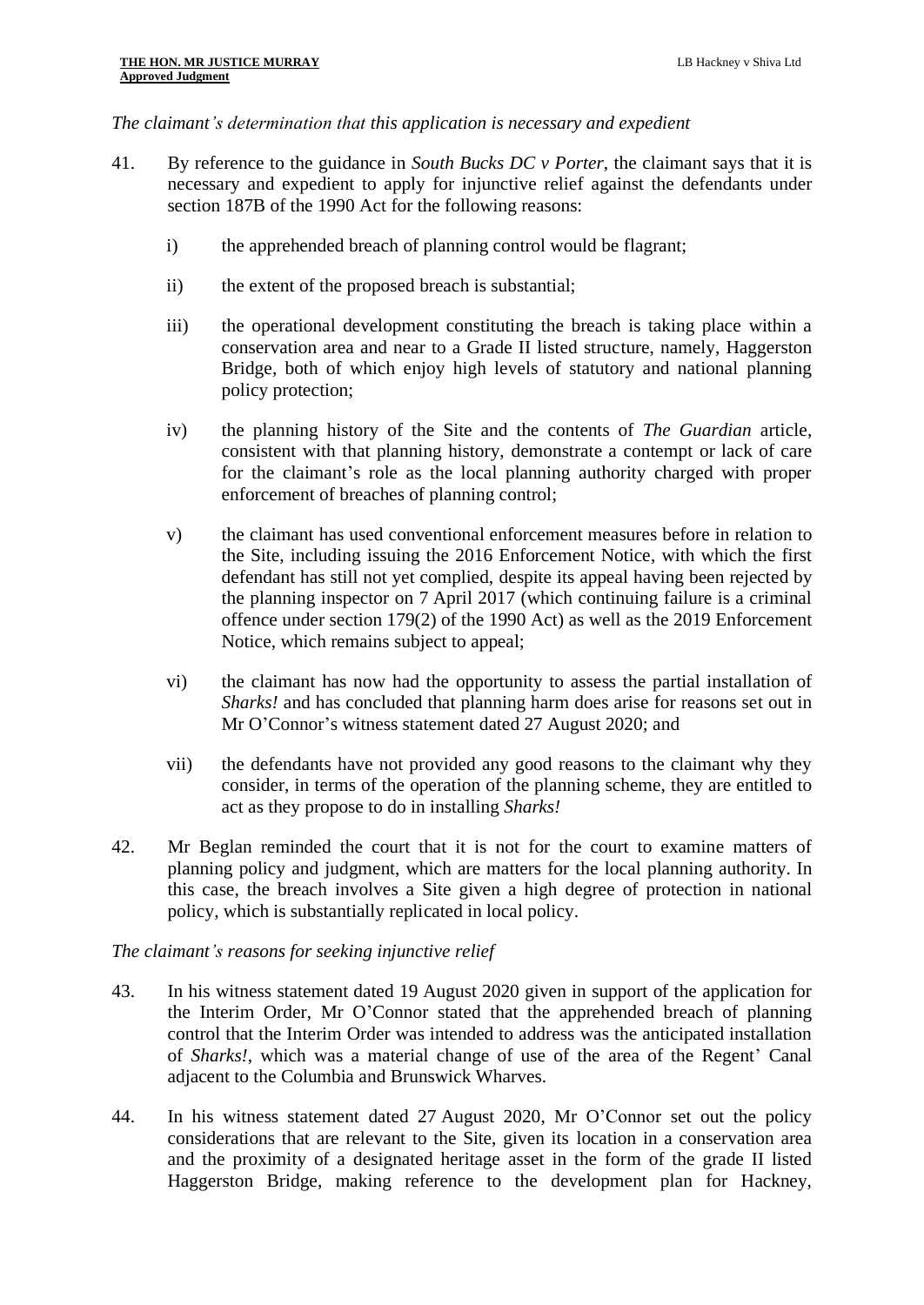*The claimant's determination that this application is necessary and expedient*

41. By reference to the guidance in *South Bucks DC v Porter*, the claimant says that it is necessary and expedient to apply for injunctive relief against the defendants under section 187B of the 1990 Act for the following reasons:

    i) the apprehended breach of planning control would be flagrant;

    ii) the extent of the proposed breach is substantial;

    iii) the operational development constituting the breach is taking place within a conservation area and near to a Grade II listed structure, namely, Haggerston Bridge, both of which enjoy high levels of statutory and national planning policy protection;

    iv) the planning history of the Site and the contents of *The Guardian* article, consistent with that planning history, demonstrate a contempt or lack of care for the claimant's role as the local planning authority charged with proper enforcement of breaches of planning control;

    v) the claimant has used conventional enforcement measures before in relation to the Site, including issuing the 2016 Enforcement Notice, with which the first defendant has still not yet complied, despite its appeal having been rejected by the planning inspector on 7 April 2017 (which continuing failure is a criminal offence under section 179(2) of the 1990 Act) as well as the 2019 Enforcement Notice, which remains subject to appeal;

    vi) the claimant has now had the opportunity to assess the partial installation of *Sharks!* and has concluded that planning harm does arise for reasons set out in Mr O'Connor's witness statement dated 27 August 2020; and

    vii) the defendants have not provided any good reasons to the claimant why they consider, in terms of the operation of the planning scheme, they are entitled to act as they propose to do in installing *Sharks!*

42. Mr Beglan reminded the court that it is not for the court to examine matters of planning policy and judgment, which are matters for the local planning authority. In this case, the breach involves a Site given a high degree of protection in national policy, which is substantially replicated in local policy.

*The claimant's reasons for seeking injunctive relief*

43. In his witness statement dated 19 August 2020 given in support of the application for the Interim Order, Mr O'Connor stated that the apprehended breach of planning control that the Interim Order was intended to address was the anticipated installation of *Sharks!*, which was a material change of use of the area of the Regent' Canal adjacent to the Columbia and Brunswick Wharves.

44. In his witness statement dated 27 August 2020, Mr O'Connor set out the policy considerations that are relevant to the Site, given its location in a conservation area and the proximity of a designated heritage asset in the form of the grade II listed Haggerston Bridge, making reference to the development plan for Hackney,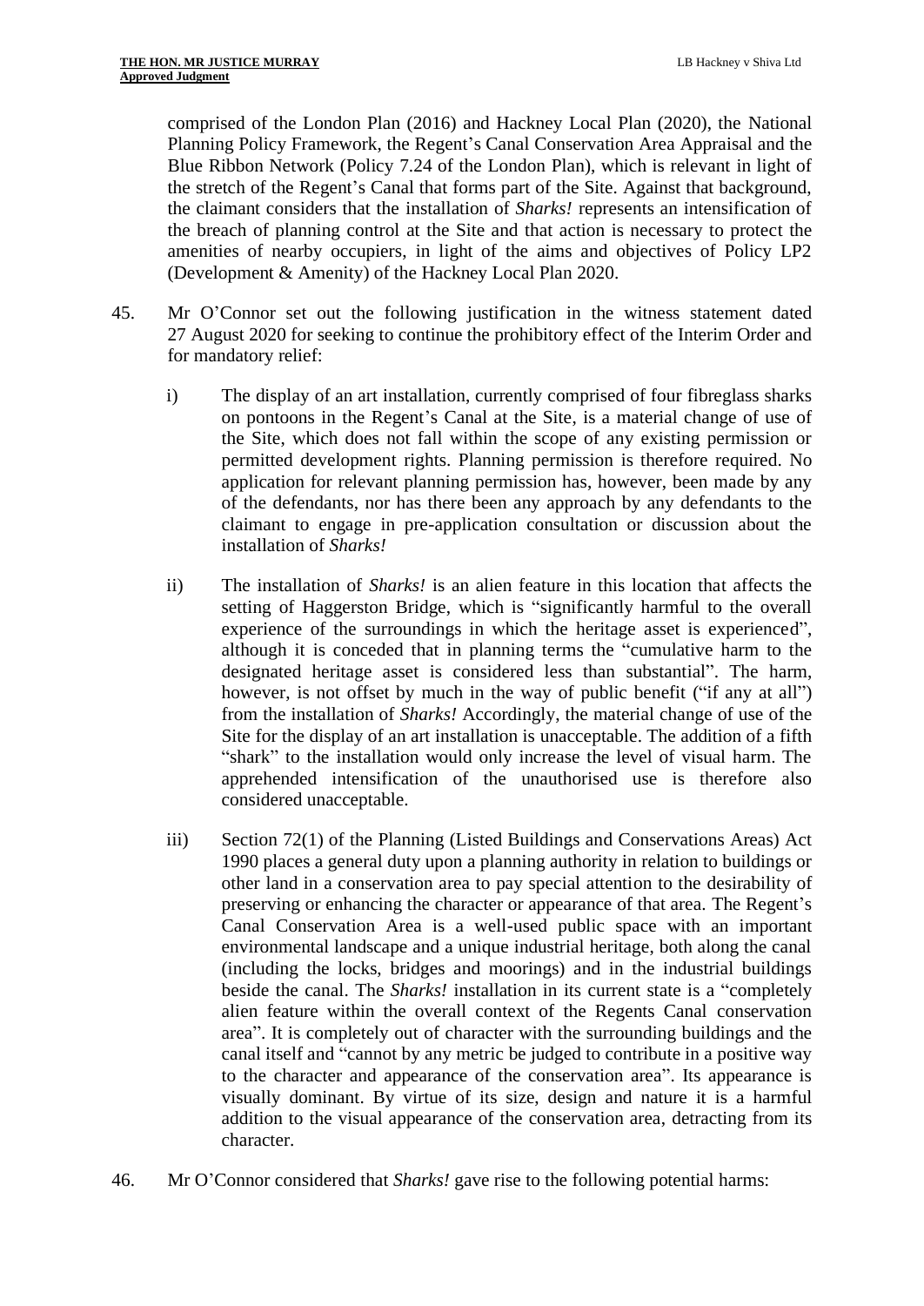comprised of the London Plan (2016) and Hackney Local Plan (2020), the National Planning Policy Framework, the Regent's Canal Conservation Area Appraisal and the Blue Ribbon Network (Policy 7.24 of the London Plan), which is relevant in light of the stretch of the Regent's Canal that forms part of the Site. Against that background, the claimant considers that the installation of *Sharks!* represents an intensification of the breach of planning control at the Site and that action is necessary to protect the amenities of nearby occupiers, in light of the aims and objectives of Policy LP2 (Development & Amenity) of the Hackney Local Plan 2020.

45. Mr O'Connor set out the following justification in the witness statement dated 27 August 2020 for seeking to continue the prohibitory effect of the Interim Order and for mandatory relief:

    i) The display of an art installation, currently comprised of four fibreglass sharks on pontoons in the Regent's Canal at the Site, is a material change of use of the Site, which does not fall within the scope of any existing permission or permitted development rights. Planning permission is therefore required. No application for relevant planning permission has, however, been made by any of the defendants, nor has there been any approach by any defendants to the claimant to engage in pre-application consultation or discussion about the installation of *Sharks!*

    ii) The installation of *Sharks!* is an alien feature in this location that affects the setting of Haggerston Bridge, which is "significantly harmful to the overall experience of the surroundings in which the heritage asset is experienced", although it is conceded that in planning terms the "cumulative harm to the designated heritage asset is considered less than substantial". The harm, however, is not offset by much in the way of public benefit ("if any at all") from the installation of *Sharks!* Accordingly, the material change of use of the Site for the display of an art installation is unacceptable. The addition of a fifth "shark" to the installation would only increase the level of visual harm. The apprehended intensification of the unauthorised use is therefore also considered unacceptable.

    iii) Section 72(1) of the Planning (Listed Buildings and Conservations Areas) Act 1990 places a general duty upon a planning authority in relation to buildings or other land in a conservation area to pay special attention to the desirability of preserving or enhancing the character or appearance of that area. The Regent's Canal Conservation Area is a well-used public space with an important environmental landscape and a unique industrial heritage, both along the canal (including the locks, bridges and moorings) and in the industrial buildings beside the canal. The *Sharks!* installation in its current state is a "completely alien feature within the overall context of the Regents Canal conservation area". It is completely out of character with the surrounding buildings and the canal itself and "cannot by any metric be judged to contribute in a positive way to the character and appearance of the conservation area". Its appearance is visually dominant. By virtue of its size, design and nature it is a harmful addition to the visual appearance of the conservation area, detracting from its character.

46. Mr O'Connor considered that *Sharks!* gave rise to the following potential harms: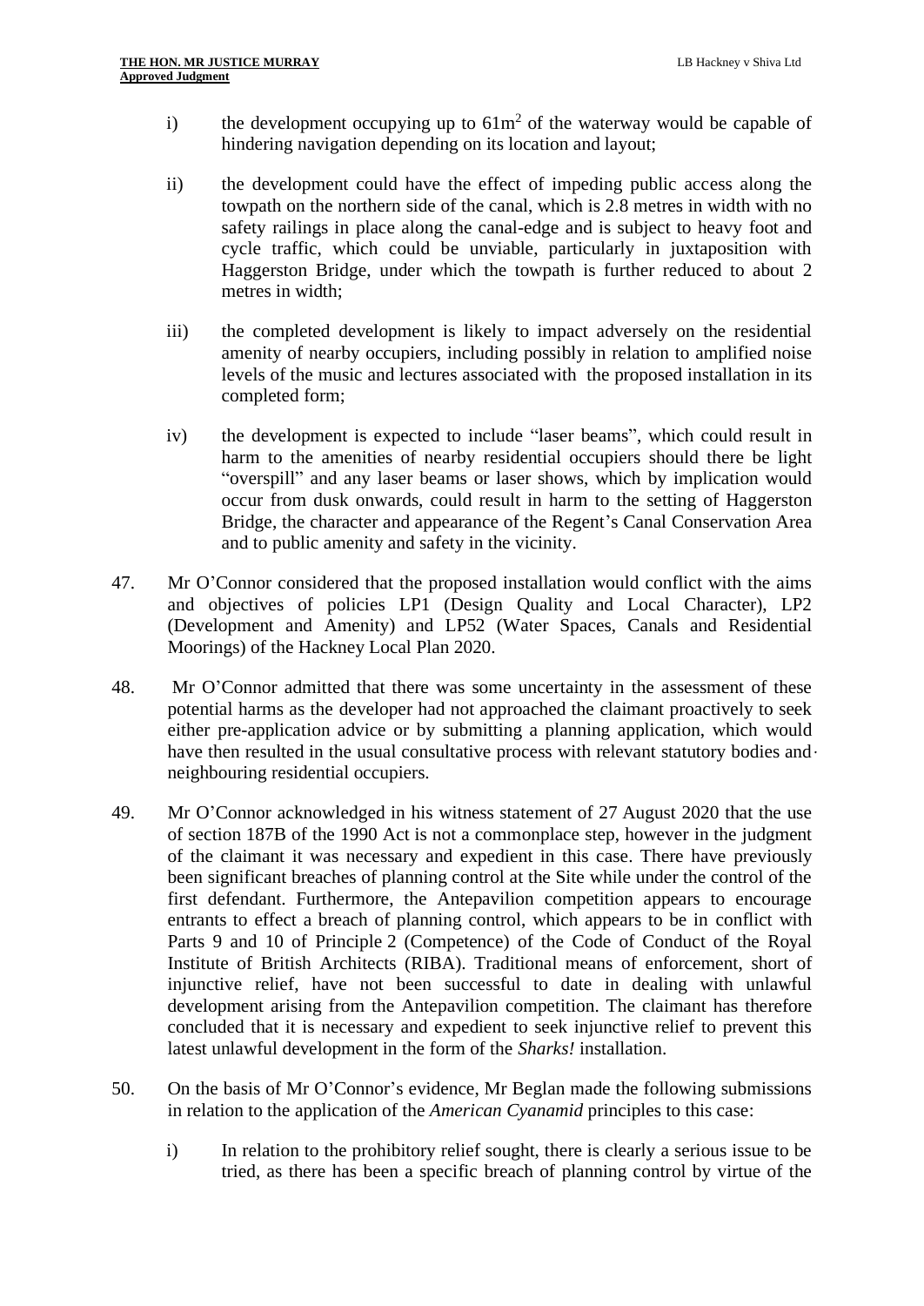i) the development occupying up to $61m^2$ of the waterway would be capable of hindering navigation depending on its location and layout;

ii) the development could have the effect of impeding public access along the towpath on the northern side of the canal, which is 2.8 metres in width with no safety railings in place along the canal-edge and is subject to heavy foot and cycle traffic, which could be unviable, particularly in juxtaposition with Haggerston Bridge, under which the towpath is further reduced to about 2 metres in width;

iii) the completed development is likely to impact adversely on the residential amenity of nearby occupiers, including possibly in relation to amplified noise levels of the music and lectures associated with the proposed installation in its completed form;

iv) the development is expected to include "laser beams", which could result in harm to the amenities of nearby residential occupiers should there be light "overspill" and any laser beams or laser shows, which by implication would occur from dusk onwards, could result in harm to the setting of Haggerston Bridge, the character and appearance of the Regent's Canal Conservation Area and to public amenity and safety in the vicinity.

47. Mr O'Connor considered that the proposed installation would conflict with the aims and objectives of policies LP1 (Design Quality and Local Character), LP2 (Development and Amenity) and LP52 (Water Spaces, Canals and Residential Moorings) of the Hackney Local Plan 2020.

48. Mr O'Connor admitted that there was some uncertainty in the assessment of these potential harms as the developer had not approached the claimant proactively to seek either pre-application advice or by submitting a planning application, which would have then resulted in the usual consultative process with relevant statutory bodies and neighbouring residential occupiers.

49. Mr O'Connor acknowledged in his witness statement of 27 August 2020 that the use of section 187B of the 1990 Act is not a commonplace step, however in the judgment of the claimant it was necessary and expedient in this case. There have previously been significant breaches of planning control at the Site while under the control of the first defendant. Furthermore, the Antepavilion competition appears to encourage entrants to effect a breach of planning control, which appears to be in conflict with Parts 9 and 10 of Principle 2 (Competence) of the Code of Conduct of the Royal Institute of British Architects (RIBA). Traditional means of enforcement, short of injunctive relief, have not been successful to date in dealing with unlawful development arising from the Antepavilion competition. The claimant has therefore concluded that it is necessary and expedient to seek injunctive relief to prevent this latest unlawful development in the form of the *Sharks!* installation.

50. On the basis of Mr O'Connor's evidence, Mr Beglan made the following submissions in relation to the application of the *American Cyanamid* principles to this case:

i) In relation to the prohibitory relief sought, there is clearly a serious issue to be tried, as there has been a specific breach of planning control by virtue of the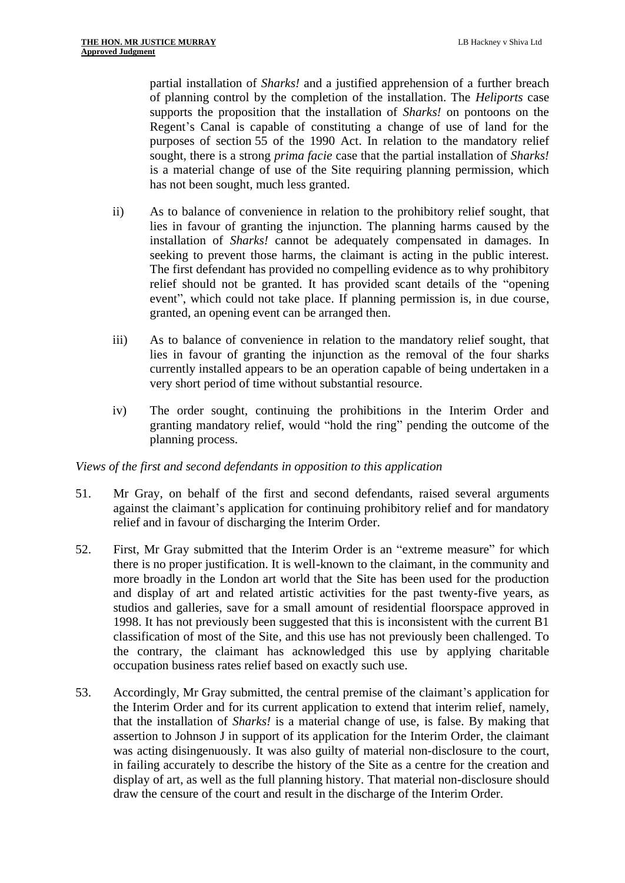partial installation of *Sharks!* and a justified apprehension of a further breach of planning control by the completion of the installation. The *Heliports* case supports the proposition that the installation of *Sharks!* on pontoons on the Regent's Canal is capable of constituting a change of use of land for the purposes of section 55 of the 1990 Act. In relation to the mandatory relief sought, there is a strong *prima facie* case that the partial installation of *Sharks!* is a material change of use of the Site requiring planning permission, which has not been sought, much less granted.

ii) As to balance of convenience in relation to the prohibitory relief sought, that lies in favour of granting the injunction. The planning harms caused by the installation of *Sharks!* cannot be adequately compensated in damages. In seeking to prevent those harms, the claimant is acting in the public interest. The first defendant has provided no compelling evidence as to why prohibitory relief should not be granted. It has provided scant details of the "opening event", which could not take place. If planning permission is, in due course, granted, an opening event can be arranged then.

iii) As to balance of convenience in relation to the mandatory relief sought, that lies in favour of granting the injunction as the removal of the four sharks currently installed appears to be an operation capable of being undertaken in a very short period of time without substantial resource.

iv) The order sought, continuing the prohibitions in the Interim Order and granting mandatory relief, would "hold the ring" pending the outcome of the planning process.

*Views of the first and second defendants in opposition to this application*

51. Mr Gray, on behalf of the first and second defendants, raised several arguments against the claimant's application for continuing prohibitory relief and for mandatory relief and in favour of discharging the Interim Order.

52. First, Mr Gray submitted that the Interim Order is an "extreme measure" for which there is no proper justification. It is well-known to the claimant, in the community and more broadly in the London art world that the Site has been used for the production and display of art and related artistic activities for the past twenty-five years, as studios and galleries, save for a small amount of residential floorspace approved in 1998. It has not previously been suggested that this is inconsistent with the current B1 classification of most of the Site, and this use has not previously been challenged. To the contrary, the claimant has acknowledged this use by applying charitable occupation business rates relief based on exactly such use.

53. Accordingly, Mr Gray submitted, the central premise of the claimant's application for the Interim Order and for its current application to extend that interim relief, namely, that the installation of *Sharks!* is a material change of use, is false. By making that assertion to Johnson J in support of its application for the Interim Order, the claimant was acting disingenuously. It was also guilty of material non-disclosure to the court, in failing accurately to describe the history of the Site as a centre for the creation and display of art, as well as the full planning history. That material non-disclosure should draw the censure of the court and result in the discharge of the Interim Order.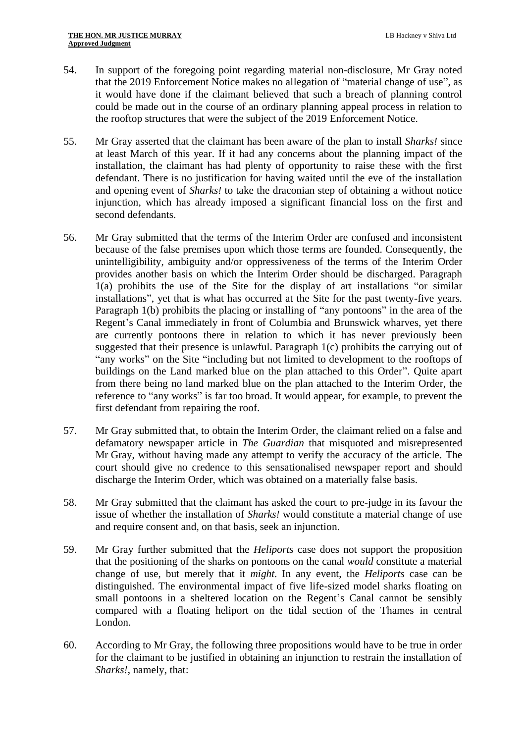54. In support of the foregoing point regarding material non-disclosure, Mr Gray noted that the 2019 Enforcement Notice makes no allegation of "material change of use", as it would have done if the claimant believed that such a breach of planning control could be made out in the course of an ordinary planning appeal process in relation to the rooftop structures that were the subject of the 2019 Enforcement Notice.

55. Mr Gray asserted that the claimant has been aware of the plan to install *Sharks!* since at least March of this year. If it had any concerns about the planning impact of the installation, the claimant has had plenty of opportunity to raise these with the first defendant. There is no justification for having waited until the eve of the installation and opening event of *Sharks!* to take the draconian step of obtaining a without notice injunction, which has already imposed a significant financial loss on the first and second defendants.

56. Mr Gray submitted that the terms of the Interim Order are confused and inconsistent because of the false premises upon which those terms are founded. Consequently, the unintelligibility, ambiguity and/or oppressiveness of the terms of the Interim Order provides another basis on which the Interim Order should be discharged. Paragraph 1(a) prohibits the use of the Site for the display of art installations "or similar installations", yet that is what has occurred at the Site for the past twenty-five years. Paragraph 1(b) prohibits the placing or installing of "any pontoons" in the area of the Regent's Canal immediately in front of Columbia and Brunswick wharves, yet there are currently pontoons there in relation to which it has never previously been suggested that their presence is unlawful. Paragraph 1(c) prohibits the carrying out of "any works" on the Site "including but not limited to development to the rooftops of buildings on the Land marked blue on the plan attached to this Order". Quite apart from there being no land marked blue on the plan attached to the Interim Order, the reference to "any works" is far too broad. It would appear, for example, to prevent the first defendant from repairing the roof.

57. Mr Gray submitted that, to obtain the Interim Order, the claimant relied on a false and defamatory newspaper article in *The Guardian* that misquoted and misrepresented Mr Gray, without having made any attempt to verify the accuracy of the article. The court should give no credence to this sensationalised newspaper report and should discharge the Interim Order, which was obtained on a materially false basis.

58. Mr Gray submitted that the claimant has asked the court to pre-judge in its favour the issue of whether the installation of *Sharks!* would constitute a material change of use and require consent and, on that basis, seek an injunction.

59. Mr Gray further submitted that the *Heliports* case does not support the proposition that the positioning of the sharks on pontoons on the canal *would* constitute a material change of use, but merely that it *might*. In any event, the *Heliports* case can be distinguished. The environmental impact of five life-sized model sharks floating on small pontoons in a sheltered location on the Regent's Canal cannot be sensibly compared with a floating heliport on the tidal section of the Thames in central London.

60. According to Mr Gray, the following three propositions would have to be true in order for the claimant to be justified in obtaining an injunction to restrain the installation of *Sharks!*, namely, that: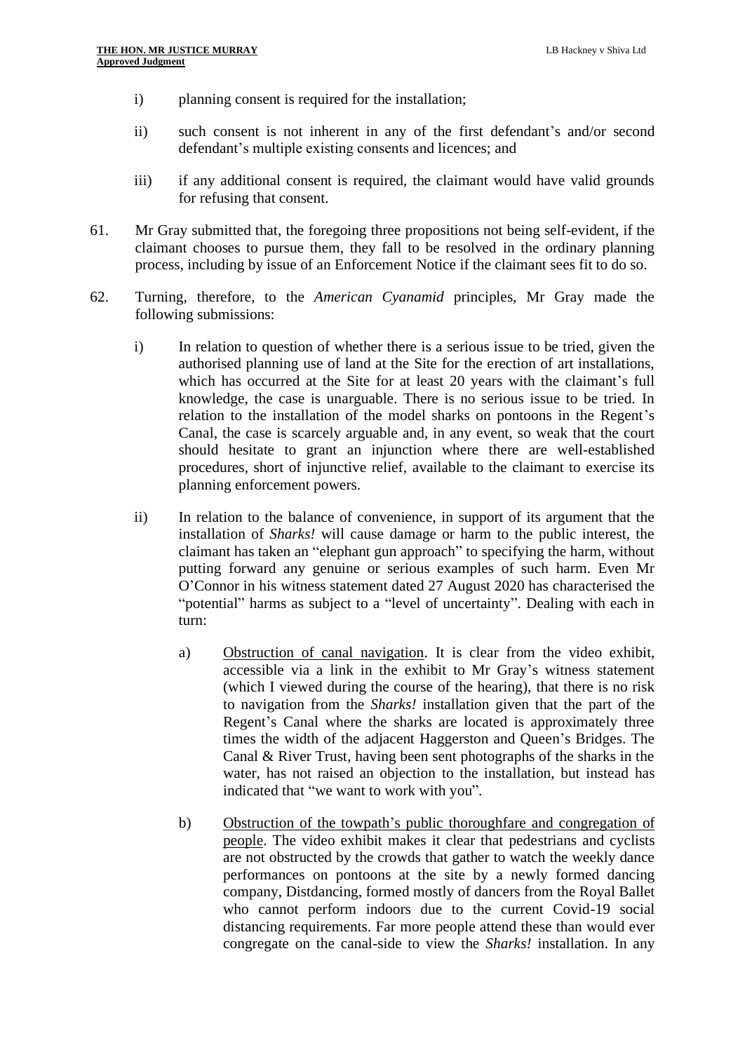i) planning consent is required for the installation;

ii) such consent is not inherent in any of the first defendant's and/or second defendant's multiple existing consents and licences; and

iii) if any additional consent is required, the claimant would have valid grounds for refusing that consent.

61. Mr Gray submitted that, the foregoing three propositions not being self-evident, if the claimant chooses to pursue them, they fall to be resolved in the ordinary planning process, including by issue of an Enforcement Notice if the claimant sees fit to do so.

62. Turning, therefore, to the *American Cyanamid* principles, Mr Gray made the following submissions:

i) In relation to question of whether there is a serious issue to be tried, given the authorised planning use of land at the Site for the erection of art installations, which has occurred at the Site for at least 20 years with the claimant's full knowledge, the case is unarguable. There is no serious issue to be tried. In relation to the installation of the model sharks on pontoons in the Regent's Canal, the case is scarcely arguable and, in any event, so weak that the court should hesitate to grant an injunction where there are well-established procedures, short of injunctive relief, available to the claimant to exercise its planning enforcement powers.

ii) In relation to the balance of convenience, in support of its argument that the installation of *Sharks!* will cause damage or harm to the public interest, the claimant has taken an "elephant gun approach" to specifying the harm, without putting forward any genuine or serious examples of such harm. Even Mr O'Connor in his witness statement dated 27 August 2020 has characterised the "potential" harms as subject to a "level of uncertainty". Dealing with each in turn:

a) Obstruction of canal navigation. It is clear from the video exhibit, accessible via a link in the exhibit to Mr Gray's witness statement (which I viewed during the course of the hearing), that there is no risk to navigation from the *Sharks!* installation given that the part of the Regent's Canal where the sharks are located is approximately three times the width of the adjacent Haggerston and Queen's Bridges. The Canal & River Trust, having been sent photographs of the sharks in the water, has not raised an objection to the installation, but instead has indicated that "we want to work with you".

b) Obstruction of the towpath's public thoroughfare and congregation of people. The video exhibit makes it clear that pedestrians and cyclists are not obstructed by the crowds that gather to watch the weekly dance performances on pontoons at the site by a newly formed dancing company, Distdancing, formed mostly of dancers from the Royal Ballet who cannot perform indoors due to the current Covid-19 social distancing requirements. Far more people attend these than would ever congregate on the canal-side to view the *Sharks!* installation. In any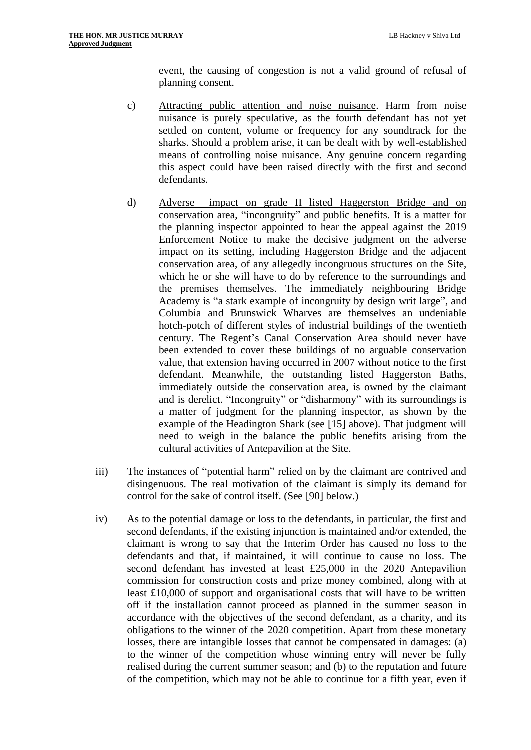event, the causing of congestion is not a valid ground of refusal of planning consent.

c) Attracting public attention and noise nuisance. Harm from noise nuisance is purely speculative, as the fourth defendant has not yet settled on content, volume or frequency for any soundtrack for the sharks. Should a problem arise, it can be dealt with by well-established means of controlling noise nuisance. Any genuine concern regarding this aspect could have been raised directly with the first and second defendants.

d) Adverse impact on grade II listed Haggerston Bridge and on conservation area, "incongruity" and public benefits. It is a matter for the planning inspector appointed to hear the appeal against the 2019 Enforcement Notice to make the decisive judgment on the adverse impact on its setting, including Haggerston Bridge and the adjacent conservation area, of any allegedly incongruous structures on the Site, which he or she will have to do by reference to the surroundings and the premises themselves. The immediately neighbouring Bridge Academy is "a stark example of incongruity by design writ large", and Columbia and Brunswick Wharves are themselves an undeniable hotch-potch of different styles of industrial buildings of the twentieth century. The Regent's Canal Conservation Area should never have been extended to cover these buildings of no arguable conservation value, that extension having occurred in 2007 without notice to the first defendant. Meanwhile, the outstanding listed Haggerston Baths, immediately outside the conservation area, is owned by the claimant and is derelict. "Incongruity" or "disharmony" with its surroundings is a matter of judgment for the planning inspector, as shown by the example of the Headington Shark (see [15] above). That judgment will need to weigh in the balance the public benefits arising from the cultural activities of Antepavilion at the Site.

iii) The instances of "potential harm" relied on by the claimant are contrived and disingenuous. The real motivation of the claimant is simply its demand for control for the sake of control itself. (See [90] below.)

iv) As to the potential damage or loss to the defendants, in particular, the first and second defendants, if the existing injunction is maintained and/or extended, the claimant is wrong to say that the Interim Order has caused no loss to the defendants and that, if maintained, it will continue to cause no loss. The second defendant has invested at least £25,000 in the 2020 Antepavilion commission for construction costs and prize money combined, along with at least £10,000 of support and organisational costs that will have to be written off if the installation cannot proceed as planned in the summer season in accordance with the objectives of the second defendant, as a charity, and its obligations to the winner of the 2020 competition. Apart from these monetary losses, there are intangible losses that cannot be compensated in damages: (a) to the winner of the competition whose winning entry will never be fully realised during the current summer season; and (b) to the reputation and future of the competition, which may not be able to continue for a fifth year, even if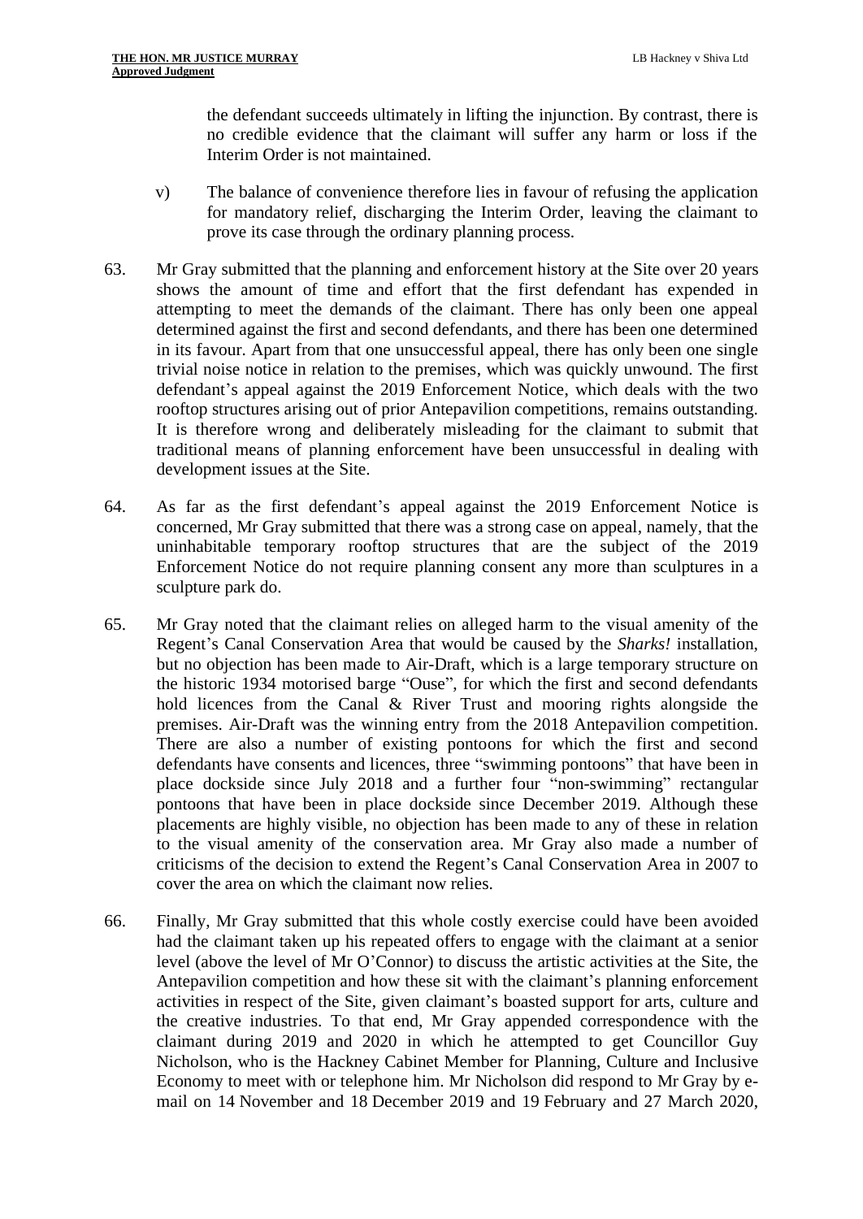the defendant succeeds ultimately in lifting the injunction. By contrast, there is no credible evidence that the claimant will suffer any harm or loss if the Interim Order is not maintained.

v) The balance of convenience therefore lies in favour of refusing the application for mandatory relief, discharging the Interim Order, leaving the claimant to prove its case through the ordinary planning process.

63. Mr Gray submitted that the planning and enforcement history at the Site over 20 years shows the amount of time and effort that the first defendant has expended in attempting to meet the demands of the claimant. There has only been one appeal determined against the first and second defendants, and there has been one determined in its favour. Apart from that one unsuccessful appeal, there has only been one single trivial noise notice in relation to the premises, which was quickly unwound. The first defendant's appeal against the 2019 Enforcement Notice, which deals with the two rooftop structures arising out of prior Antepavilion competitions, remains outstanding. It is therefore wrong and deliberately misleading for the claimant to submit that traditional means of planning enforcement have been unsuccessful in dealing with development issues at the Site.

64. As far as the first defendant's appeal against the 2019 Enforcement Notice is concerned, Mr Gray submitted that there was a strong case on appeal, namely, that the uninhabitable temporary rooftop structures that are the subject of the 2019 Enforcement Notice do not require planning consent any more than sculptures in a sculpture park do.

65. Mr Gray noted that the claimant relies on alleged harm to the visual amenity of the Regent's Canal Conservation Area that would be caused by the *Sharks!* installation, but no objection has been made to Air-Draft, which is a large temporary structure on the historic 1934 motorised barge "Ouse", for which the first and second defendants hold licences from the Canal & River Trust and mooring rights alongside the premises. Air-Draft was the winning entry from the 2018 Antepavilion competition. There are also a number of existing pontoons for which the first and second defendants have consents and licences, three "swimming pontoons" that have been in place dockside since July 2018 and a further four "non-swimming" rectangular pontoons that have been in place dockside since December 2019. Although these placements are highly visible, no objection has been made to any of these in relation to the visual amenity of the conservation area. Mr Gray also made a number of criticisms of the decision to extend the Regent's Canal Conservation Area in 2007 to cover the area on which the claimant now relies.

66. Finally, Mr Gray submitted that this whole costly exercise could have been avoided had the claimant taken up his repeated offers to engage with the claimant at a senior level (above the level of Mr O'Connor) to discuss the artistic activities at the Site, the Antepavilion competition and how these sit with the claimant's planning enforcement activities in respect of the Site, given claimant's boasted support for arts, culture and the creative industries. To that end, Mr Gray appended correspondence with the claimant during 2019 and 2020 in which he attempted to get Councillor Guy Nicholson, who is the Hackney Cabinet Member for Planning, Culture and Inclusive Economy to meet with or telephone him. Mr Nicholson did respond to Mr Gray by e-mail on 14 November and 18 December 2019 and 19 February and 27 March 2020,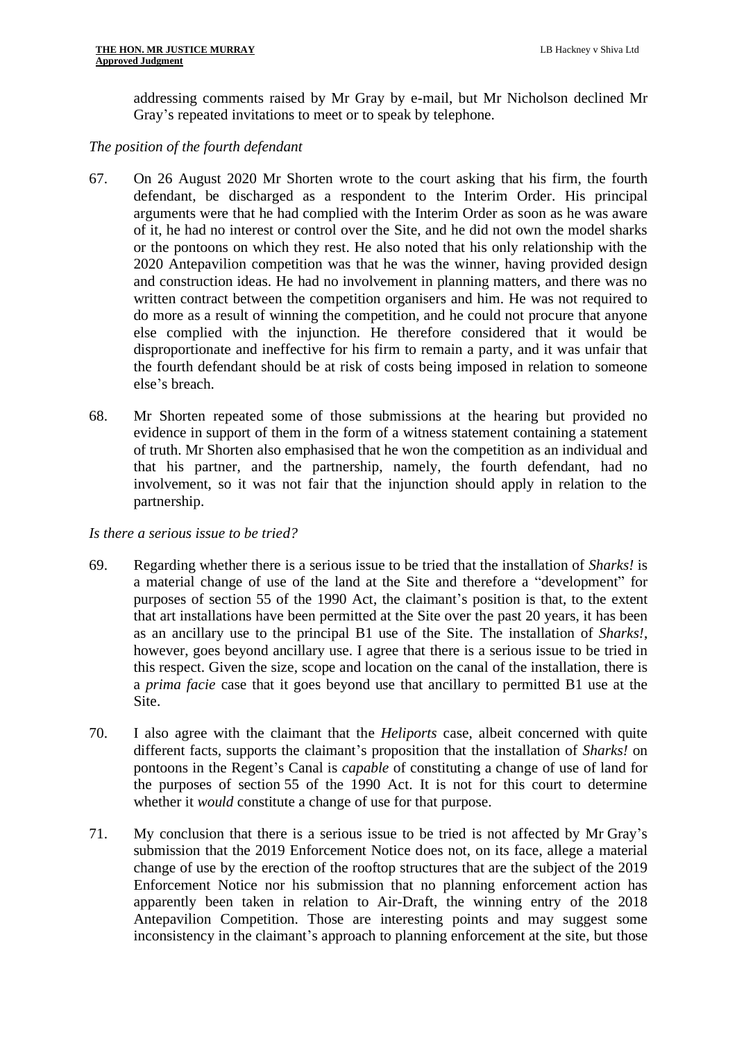addressing comments raised by Mr Gray by e-mail, but Mr Nicholson declined Mr Gray's repeated invitations to meet or to speak by telephone.

*The position of the fourth defendant*

67. On 26 August 2020 Mr Shorten wrote to the court asking that his firm, the fourth defendant, be discharged as a respondent to the Interim Order. His principal arguments were that he had complied with the Interim Order as soon as he was aware of it, he had no interest or control over the Site, and he did not own the model sharks or the pontoons on which they rest. He also noted that his only relationship with the 2020 Antepavilion competition was that he was the winner, having provided design and construction ideas. He had no involvement in planning matters, and there was no written contract between the competition organisers and him. He was not required to do more as a result of winning the competition, and he could not procure that anyone else complied with the injunction. He therefore considered that it would be disproportionate and ineffective for his firm to remain a party, and it was unfair that the fourth defendant should be at risk of costs being imposed in relation to someone else's breach.

68. Mr Shorten repeated some of those submissions at the hearing but provided no evidence in support of them in the form of a witness statement containing a statement of truth. Mr Shorten also emphasised that he won the competition as an individual and that his partner, and the partnership, namely, the fourth defendant, had no involvement, so it was not fair that the injunction should apply in relation to the partnership.

*Is there a serious issue to be tried?*

69. Regarding whether there is a serious issue to be tried that the installation of *Sharks!* is a material change of use of the land at the Site and therefore a "development" for purposes of section 55 of the 1990 Act, the claimant's position is that, to the extent that art installations have been permitted at the Site over the past 20 years, it has been as an ancillary use to the principal B1 use of the Site. The installation of *Sharks!*, however, goes beyond ancillary use. I agree that there is a serious issue to be tried in this respect. Given the size, scope and location on the canal of the installation, there is a *prima facie* case that it goes beyond use that ancillary to permitted B1 use at the Site.

70. I also agree with the claimant that the *Heliports* case, albeit concerned with quite different facts, supports the claimant's proposition that the installation of *Sharks!* on pontoons in the Regent's Canal is *capable* of constituting a change of use of land for the purposes of section 55 of the 1990 Act. It is not for this court to determine whether it *would* constitute a change of use for that purpose.

71. My conclusion that there is a serious issue to be tried is not affected by Mr Gray's submission that the 2019 Enforcement Notice does not, on its face, allege a material change of use by the erection of the rooftop structures that are the subject of the 2019 Enforcement Notice nor his submission that no planning enforcement action has apparently been taken in relation to Air-Draft, the winning entry of the 2018 Antepavilion Competition. Those are interesting points and may suggest some inconsistency in the claimant's approach to planning enforcement at the site, but those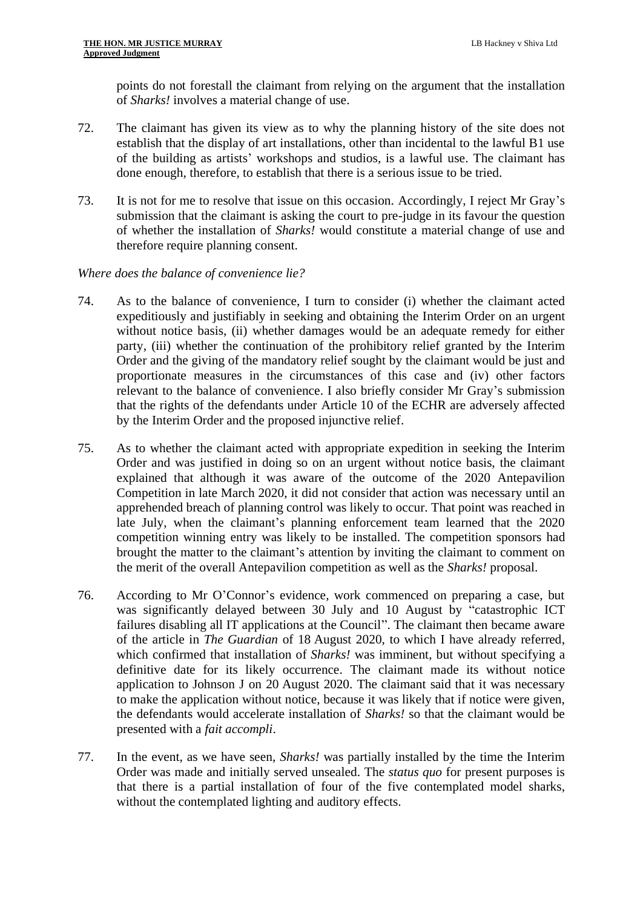points do not forestall the claimant from relying on the argument that the installation of *Sharks!* involves a material change of use.

72. The claimant has given its view as to why the planning history of the site does not establish that the display of art installations, other than incidental to the lawful B1 use of the building as artists' workshops and studios, is a lawful use. The claimant has done enough, therefore, to establish that there is a serious issue to be tried.

73. It is not for me to resolve that issue on this occasion. Accordingly, I reject Mr Gray's submission that the claimant is asking the court to pre-judge in its favour the question of whether the installation of *Sharks!* would constitute a material change of use and therefore require planning consent.

*Where does the balance of convenience lie?*

74. As to the balance of convenience, I turn to consider (i) whether the claimant acted expeditiously and justifiably in seeking and obtaining the Interim Order on an urgent without notice basis, (ii) whether damages would be an adequate remedy for either party, (iii) whether the continuation of the prohibitory relief granted by the Interim Order and the giving of the mandatory relief sought by the claimant would be just and proportionate measures in the circumstances of this case and (iv) other factors relevant to the balance of convenience. I also briefly consider Mr Gray's submission that the rights of the defendants under Article 10 of the ECHR are adversely affected by the Interim Order and the proposed injunctive relief.

75. As to whether the claimant acted with appropriate expedition in seeking the Interim Order and was justified in doing so on an urgent without notice basis, the claimant explained that although it was aware of the outcome of the 2020 Antepavilion Competition in late March 2020, it did not consider that action was necessary until an apprehended breach of planning control was likely to occur. That point was reached in late July, when the claimant's planning enforcement team learned that the 2020 competition winning entry was likely to be installed. The competition sponsors had brought the matter to the claimant's attention by inviting the claimant to comment on the merit of the overall Antepavilion competition as well as the *Sharks!* proposal.

76. According to Mr O'Connor's evidence, work commenced on preparing a case, but was significantly delayed between 30 July and 10 August by "catastrophic ICT failures disabling all IT applications at the Council". The claimant then became aware of the article in *The Guardian* of 18 August 2020, to which I have already referred, which confirmed that installation of *Sharks!* was imminent, but without specifying a definitive date for its likely occurrence. The claimant made its without notice application to Johnson J on 20 August 2020. The claimant said that it was necessary to make the application without notice, because it was likely that if notice were given, the defendants would accelerate installation of *Sharks!* so that the claimant would be presented with a *fait accompli*.

77. In the event, as we have seen, *Sharks!* was partially installed by the time the Interim Order was made and initially served unsealed. The *status quo* for present purposes is that there is a partial installation of four of the five contemplated model sharks, without the contemplated lighting and auditory effects.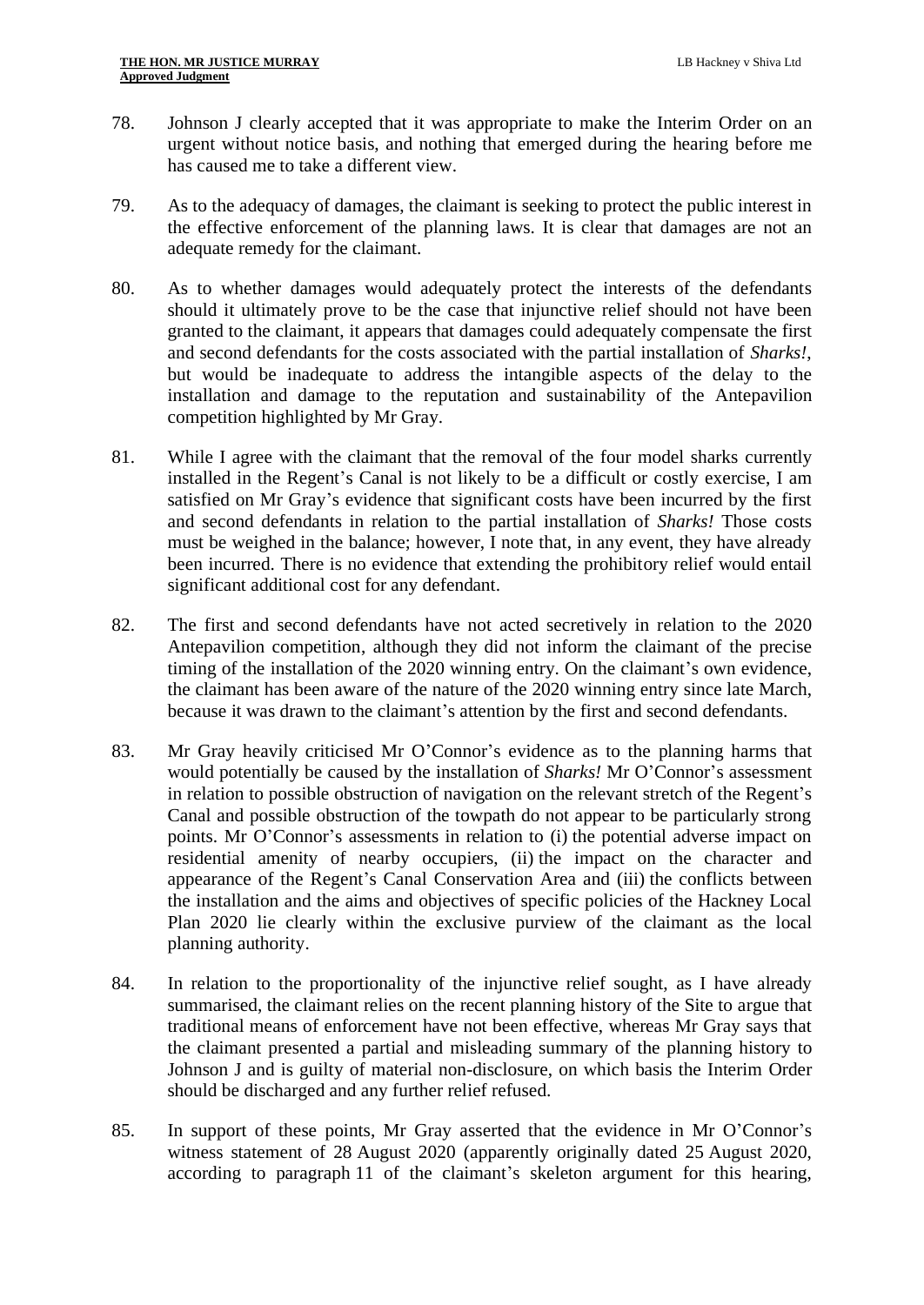78. Johnson J clearly accepted that it was appropriate to make the Interim Order on an urgent without notice basis, and nothing that emerged during the hearing before me has caused me to take a different view.

79. As to the adequacy of damages, the claimant is seeking to protect the public interest in the effective enforcement of the planning laws. It is clear that damages are not an adequate remedy for the claimant.

80. As to whether damages would adequately protect the interests of the defendants should it ultimately prove to be the case that injunctive relief should not have been granted to the claimant, it appears that damages could adequately compensate the first and second defendants for the costs associated with the partial installation of *Sharks!*, but would be inadequate to address the intangible aspects of the delay to the installation and damage to the reputation and sustainability of the Antepavilion competition highlighted by Mr Gray.

81. While I agree with the claimant that the removal of the four model sharks currently installed in the Regent's Canal is not likely to be a difficult or costly exercise, I am satisfied on Mr Gray's evidence that significant costs have been incurred by the first and second defendants in relation to the partial installation of *Sharks!* Those costs must be weighed in the balance; however, I note that, in any event, they have already been incurred. There is no evidence that extending the prohibitory relief would entail significant additional cost for any defendant.

82. The first and second defendants have not acted secretively in relation to the 2020 Antepavilion competition, although they did not inform the claimant of the precise timing of the installation of the 2020 winning entry. On the claimant's own evidence, the claimant has been aware of the nature of the 2020 winning entry since late March, because it was drawn to the claimant's attention by the first and second defendants.

83. Mr Gray heavily criticised Mr O'Connor's evidence as to the planning harms that would potentially be caused by the installation of *Sharks!* Mr O'Connor's assessment in relation to possible obstruction of navigation on the relevant stretch of the Regent's Canal and possible obstruction of the towpath do not appear to be particularly strong points. Mr O'Connor's assessments in relation to (i) the potential adverse impact on residential amenity of nearby occupiers, (ii) the impact on the character and appearance of the Regent's Canal Conservation Area and (iii) the conflicts between the installation and the aims and objectives of specific policies of the Hackney Local Plan 2020 lie clearly within the exclusive purview of the claimant as the local planning authority.

84. In relation to the proportionality of the injunctive relief sought, as I have already summarised, the claimant relies on the recent planning history of the Site to argue that traditional means of enforcement have not been effective, whereas Mr Gray says that the claimant presented a partial and misleading summary of the planning history to Johnson J and is guilty of material non-disclosure, on which basis the Interim Order should be discharged and any further relief refused.

85. In support of these points, Mr Gray asserted that the evidence in Mr O'Connor's witness statement of 28 August 2020 (apparently originally dated 25 August 2020, according to paragraph 11 of the claimant's skeleton argument for this hearing,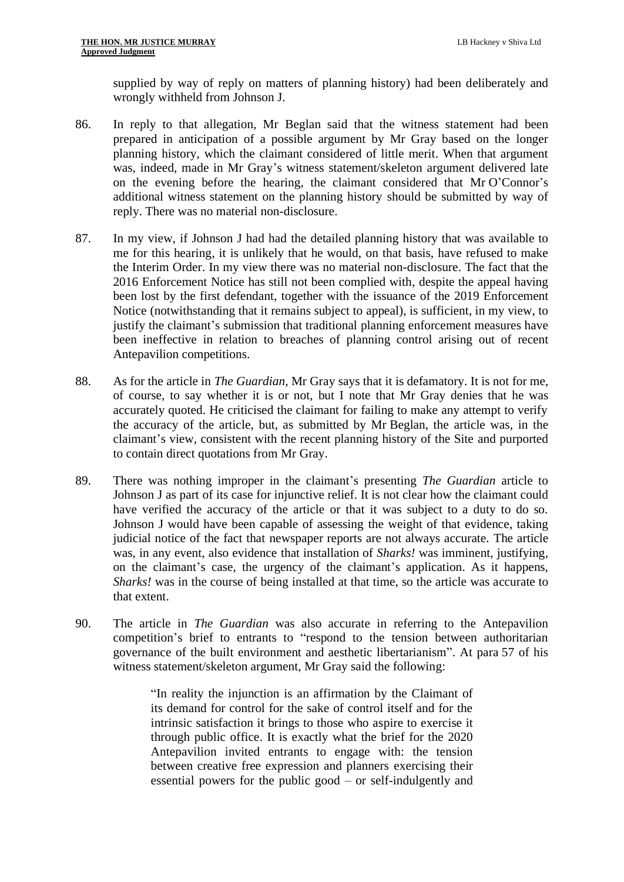supplied by way of reply on matters of planning history) had been deliberately and wrongly withheld from Johnson J.

86. In reply to that allegation, Mr Beglan said that the witness statement had been prepared in anticipation of a possible argument by Mr Gray based on the longer planning history, which the claimant considered of little merit. When that argument was, indeed, made in Mr Gray's witness statement/skeleton argument delivered late on the evening before the hearing, the claimant considered that Mr O'Connor's additional witness statement on the planning history should be submitted by way of reply. There was no material non-disclosure.

87. In my view, if Johnson J had had the detailed planning history that was available to me for this hearing, it is unlikely that he would, on that basis, have refused to make the Interim Order. In my view there was no material non-disclosure. The fact that the 2016 Enforcement Notice has still not been complied with, despite the appeal having been lost by the first defendant, together with the issuance of the 2019 Enforcement Notice (notwithstanding that it remains subject to appeal), is sufficient, in my view, to justify the claimant's submission that traditional planning enforcement measures have been ineffective in relation to breaches of planning control arising out of recent Antepavilion competitions.

88. As for the article in *The Guardian*, Mr Gray says that it is defamatory. It is not for me, of course, to say whether it is or not, but I note that Mr Gray denies that he was accurately quoted. He criticised the claimant for failing to make any attempt to verify the accuracy of the article, but, as submitted by Mr Beglan, the article was, in the claimant's view, consistent with the recent planning history of the Site and purported to contain direct quotations from Mr Gray.

89. There was nothing improper in the claimant's presenting *The Guardian* article to Johnson J as part of its case for injunctive relief. It is not clear how the claimant could have verified the accuracy of the article or that it was subject to a duty to do so. Johnson J would have been capable of assessing the weight of that evidence, taking judicial notice of the fact that newspaper reports are not always accurate. The article was, in any event, also evidence that installation of *Sharks!* was imminent, justifying, on the claimant's case, the urgency of the claimant's application. As it happens, *Sharks!* was in the course of being installed at that time, so the article was accurate to that extent.

90. The article in *The Guardian* was also accurate in referring to the Antepavilion competition's brief to entrants to "respond to the tension between authoritarian governance of the built environment and aesthetic libertarianism". At para 57 of his witness statement/skeleton argument, Mr Gray said the following:

> "In reality the injunction is an affirmation by the Claimant of its demand for control for the sake of control itself and for the intrinsic satisfaction it brings to those who aspire to exercise it through public office. It is exactly what the brief for the 2020 Antepavilion invited entrants to engage with: the tension between creative free expression and planners exercising their essential powers for the public good – or self-indulgently and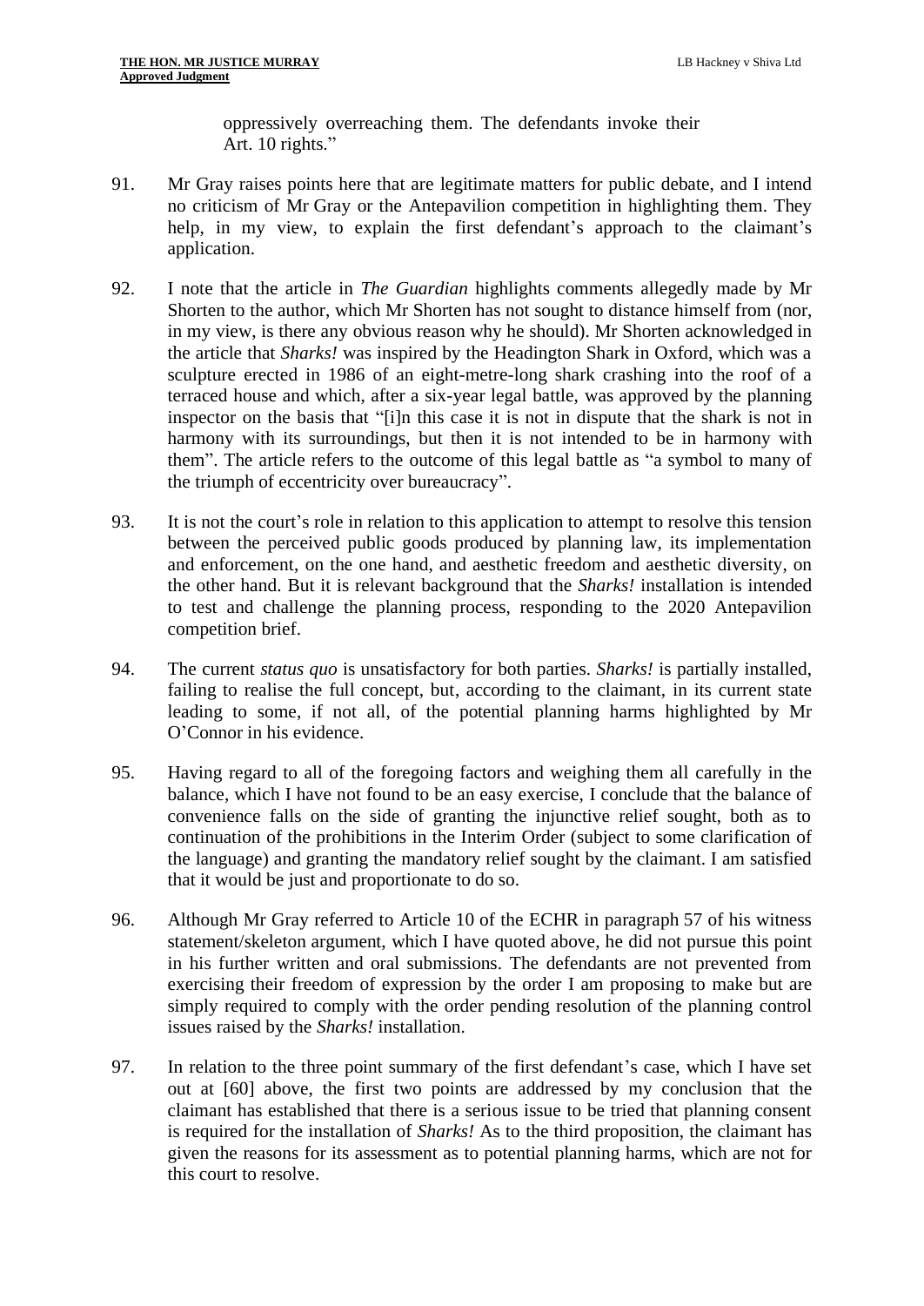oppressively overreaching them. The defendants invoke their Art. 10 rights."

91. Mr Gray raises points here that are legitimate matters for public debate, and I intend no criticism of Mr Gray or the Antepavilion competition in highlighting them. They help, in my view, to explain the first defendant's approach to the claimant's application.

92. I note that the article in *The Guardian* highlights comments allegedly made by Mr Shorten to the author, which Mr Shorten has not sought to distance himself from (nor, in my view, is there any obvious reason why he should). Mr Shorten acknowledged in the article that *Sharks!* was inspired by the Headington Shark in Oxford, which was a sculpture erected in 1986 of an eight-metre-long shark crashing into the roof of a terraced house and which, after a six-year legal battle, was approved by the planning inspector on the basis that "[i]n this case it is not in dispute that the shark is not in harmony with its surroundings, but then it is not intended to be in harmony with them". The article refers to the outcome of this legal battle as "a symbol to many of the triumph of eccentricity over bureaucracy".

93. It is not the court's role in relation to this application to attempt to resolve this tension between the perceived public goods produced by planning law, its implementation and enforcement, on the one hand, and aesthetic freedom and aesthetic diversity, on the other hand. But it is relevant background that the *Sharks!* installation is intended to test and challenge the planning process, responding to the 2020 Antepavilion competition brief.

94. The current *status quo* is unsatisfactory for both parties. *Sharks!* is partially installed, failing to realise the full concept, but, according to the claimant, in its current state leading to some, if not all, of the potential planning harms highlighted by Mr O'Connor in his evidence.

95. Having regard to all of the foregoing factors and weighing them all carefully in the balance, which I have not found to be an easy exercise, I conclude that the balance of convenience falls on the side of granting the injunctive relief sought, both as to continuation of the prohibitions in the Interim Order (subject to some clarification of the language) and granting the mandatory relief sought by the claimant. I am satisfied that it would be just and proportionate to do so.

96. Although Mr Gray referred to Article 10 of the ECHR in paragraph 57 of his witness statement/skeleton argument, which I have quoted above, he did not pursue this point in his further written and oral submissions. The defendants are not prevented from exercising their freedom of expression by the order I am proposing to make but are simply required to comply with the order pending resolution of the planning control issues raised by the *Sharks!* installation.

97. In relation to the three point summary of the first defendant's case, which I have set out at [60] above, the first two points are addressed by my conclusion that the claimant has established that there is a serious issue to be tried that planning consent is required for the installation of *Sharks!* As to the third proposition, the claimant has given the reasons for its assessment as to potential planning harms, which are not for this court to resolve.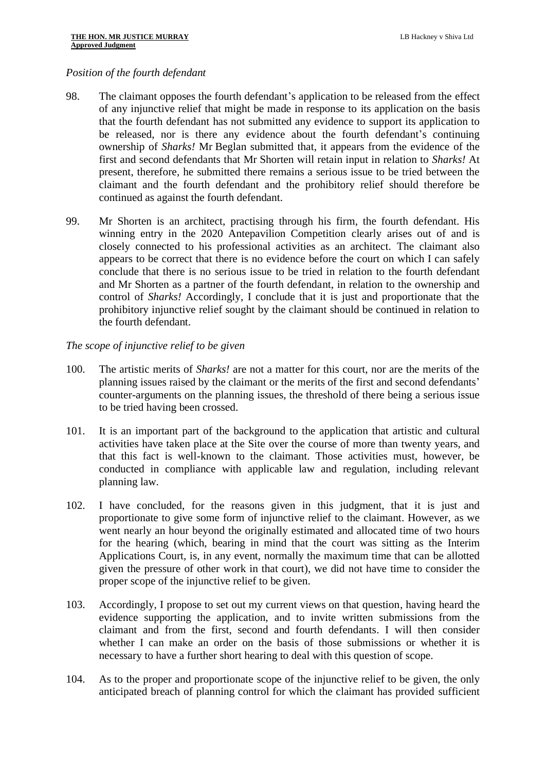*Position of the fourth defendant*

98. The claimant opposes the fourth defendant's application to be released from the effect of any injunctive relief that might be made in response to its application on the basis that the fourth defendant has not submitted any evidence to support its application to be released, nor is there any evidence about the fourth defendant's continuing ownership of *Sharks!* Mr Beglan submitted that, it appears from the evidence of the first and second defendants that Mr Shorten will retain input in relation to *Sharks!* At present, therefore, he submitted there remains a serious issue to be tried between the claimant and the fourth defendant and the prohibitory relief should therefore be continued as against the fourth defendant.

99. Mr Shorten is an architect, practising through his firm, the fourth defendant. His winning entry in the 2020 Antepavilion Competition clearly arises out of and is closely connected to his professional activities as an architect. The claimant also appears to be correct that there is no evidence before the court on which I can safely conclude that there is no serious issue to be tried in relation to the fourth defendant and Mr Shorten as a partner of the fourth defendant, in relation to the ownership and control of *Sharks!* Accordingly, I conclude that it is just and proportionate that the prohibitory injunctive relief sought by the claimant should be continued in relation to the fourth defendant.

*The scope of injunctive relief to be given*

100. The artistic merits of *Sharks!* are not a matter for this court, nor are the merits of the planning issues raised by the claimant or the merits of the first and second defendants' counter-arguments on the planning issues, the threshold of there being a serious issue to be tried having been crossed.

101. It is an important part of the background to the application that artistic and cultural activities have taken place at the Site over the course of more than twenty years, and that this fact is well-known to the claimant. Those activities must, however, be conducted in compliance with applicable law and regulation, including relevant planning law.

102. I have concluded, for the reasons given in this judgment, that it is just and proportionate to give some form of injunctive relief to the claimant. However, as we went nearly an hour beyond the originally estimated and allocated time of two hours for the hearing (which, bearing in mind that the court was sitting as the Interim Applications Court, is, in any event, normally the maximum time that can be allotted given the pressure of other work in that court), we did not have time to consider the proper scope of the injunctive relief to be given.

103. Accordingly, I propose to set out my current views on that question, having heard the evidence supporting the application, and to invite written submissions from the claimant and from the first, second and fourth defendants. I will then consider whether I can make an order on the basis of those submissions or whether it is necessary to have a further short hearing to deal with this question of scope.

104. As to the proper and proportionate scope of the injunctive relief to be given, the only anticipated breach of planning control for which the claimant has provided sufficient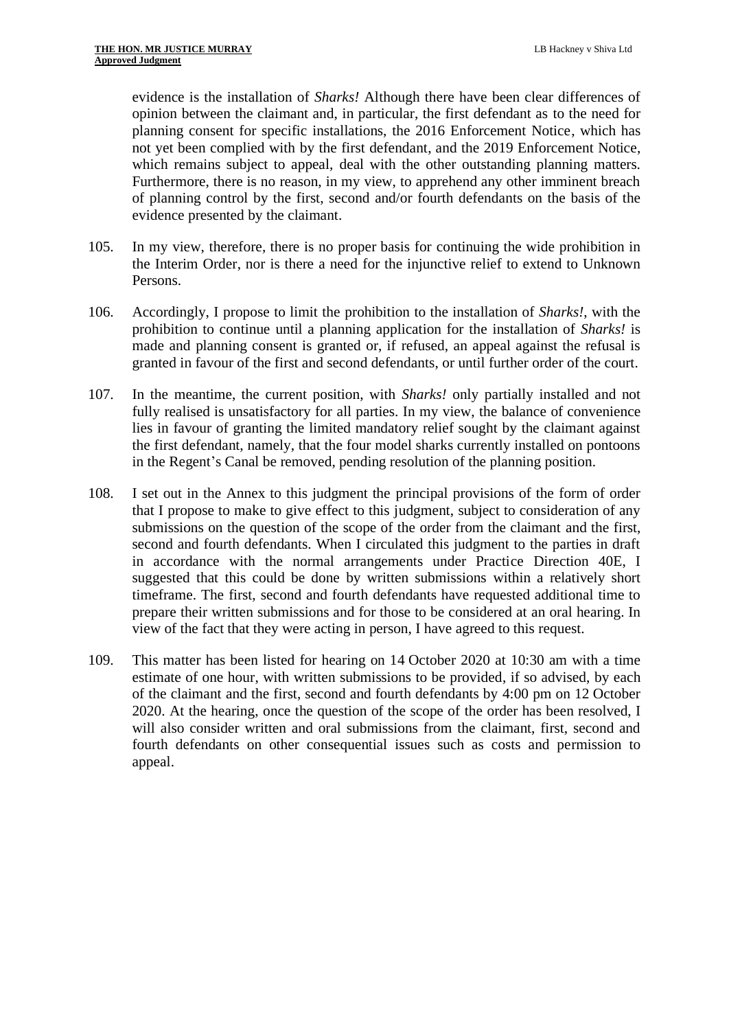evidence is the installation of *Sharks!* Although there have been clear differences of opinion between the claimant and, in particular, the first defendant as to the need for planning consent for specific installations, the 2016 Enforcement Notice, which has not yet been complied with by the first defendant, and the 2019 Enforcement Notice, which remains subject to appeal, deal with the other outstanding planning matters. Furthermore, there is no reason, in my view, to apprehend any other imminent breach of planning control by the first, second and/or fourth defendants on the basis of the evidence presented by the claimant.

105. In my view, therefore, there is no proper basis for continuing the wide prohibition in the Interim Order, nor is there a need for the injunctive relief to extend to Unknown Persons.

106. Accordingly, I propose to limit the prohibition to the installation of *Sharks!*, with the prohibition to continue until a planning application for the installation of *Sharks!* is made and planning consent is granted or, if refused, an appeal against the refusal is granted in favour of the first and second defendants, or until further order of the court.

107. In the meantime, the current position, with *Sharks!* only partially installed and not fully realised is unsatisfactory for all parties. In my view, the balance of convenience lies in favour of granting the limited mandatory relief sought by the claimant against the first defendant, namely, that the four model sharks currently installed on pontoons in the Regent's Canal be removed, pending resolution of the planning position.

108. I set out in the Annex to this judgment the principal provisions of the form of order that I propose to make to give effect to this judgment, subject to consideration of any submissions on the question of the scope of the order from the claimant and the first, second and fourth defendants. When I circulated this judgment to the parties in draft in accordance with the normal arrangements under Practice Direction 40E, I suggested that this could be done by written submissions within a relatively short timeframe. The first, second and fourth defendants have requested additional time to prepare their written submissions and for those to be considered at an oral hearing. In view of the fact that they were acting in person, I have agreed to this request.

109. This matter has been listed for hearing on 14 October 2020 at 10:30 am with a time estimate of one hour, with written submissions to be provided, if so advised, by each of the claimant and the first, second and fourth defendants by 4:00 pm on 12 October 2020. At the hearing, once the question of the scope of the order has been resolved, I will also consider written and oral submissions from the claimant, first, second and fourth defendants on other consequential issues such as costs and permission to appeal.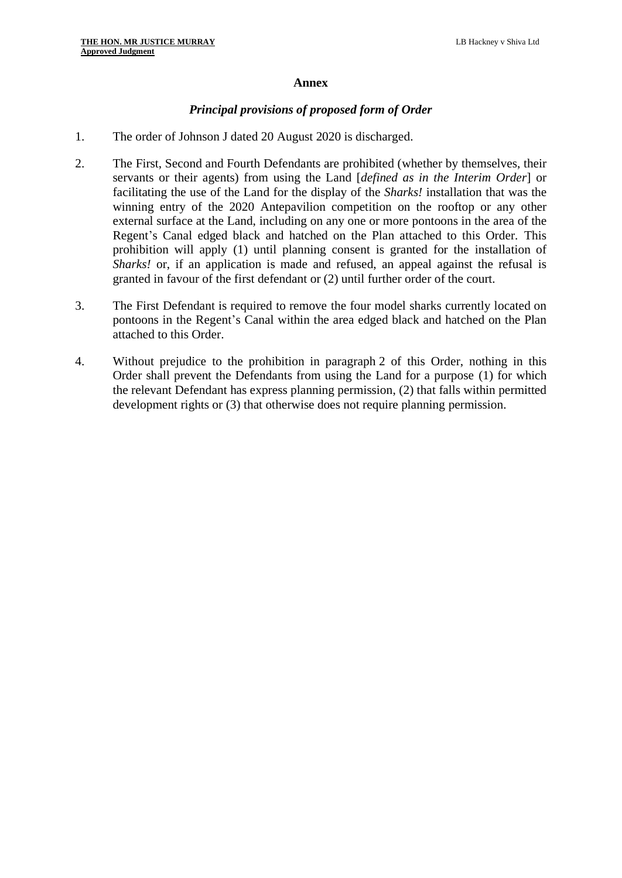## Annex

### *Principal provisions of proposed form of Order*

1. The order of Johnson J dated 20 August 2020 is discharged.

2. The First, Second and Fourth Defendants are prohibited (whether by themselves, their servants or their agents) from using the Land [*defined as in the Interim Order*] or facilitating the use of the Land for the display of the *Sharks!* installation that was the winning entry of the 2020 Antepavilion competition on the rooftop or any other external surface at the Land, including on any one or more pontoons in the area of the Regent's Canal edged black and hatched on the Plan attached to this Order. This prohibition will apply (1) until planning consent is granted for the installation of *Sharks!* or, if an application is made and refused, an appeal against the refusal is granted in favour of the first defendant or (2) until further order of the court.

3. The First Defendant is required to remove the four model sharks currently located on pontoons in the Regent's Canal within the area edged black and hatched on the Plan attached to this Order.

4. Without prejudice to the prohibition in paragraph 2 of this Order, nothing in this Order shall prevent the Defendants from using the Land for a purpose (1) for which the relevant Defendant has express planning permission, (2) that falls within permitted development rights or (3) that otherwise does not require planning permission.